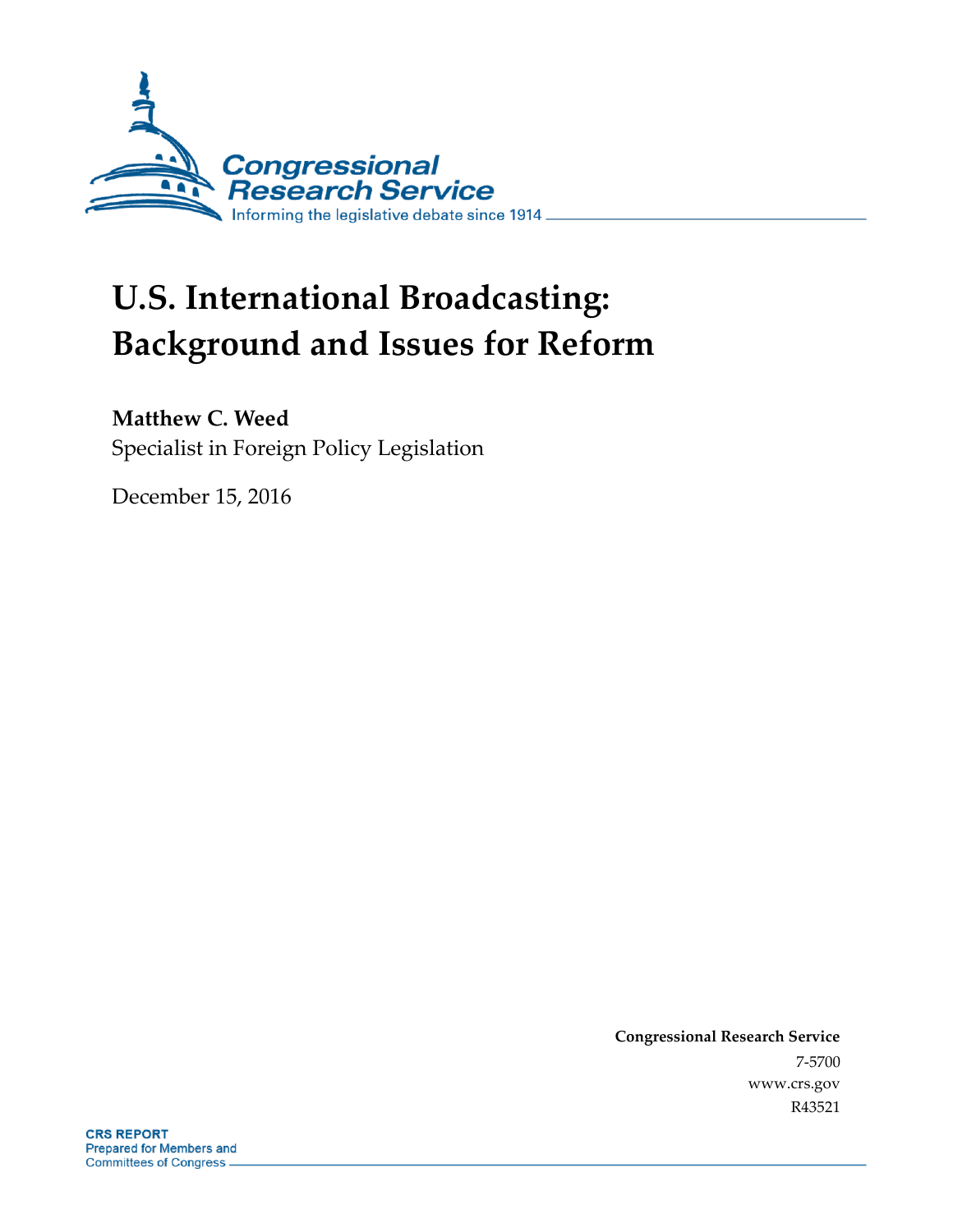# U.S. International Broadcasting: Background and Issues for Reform

**Matthew C. Weed**
Specialist in Foreign Policy Legislation

December 15, 2016

**Congressional Research Service**
7-5700
www.crs.gov
R43521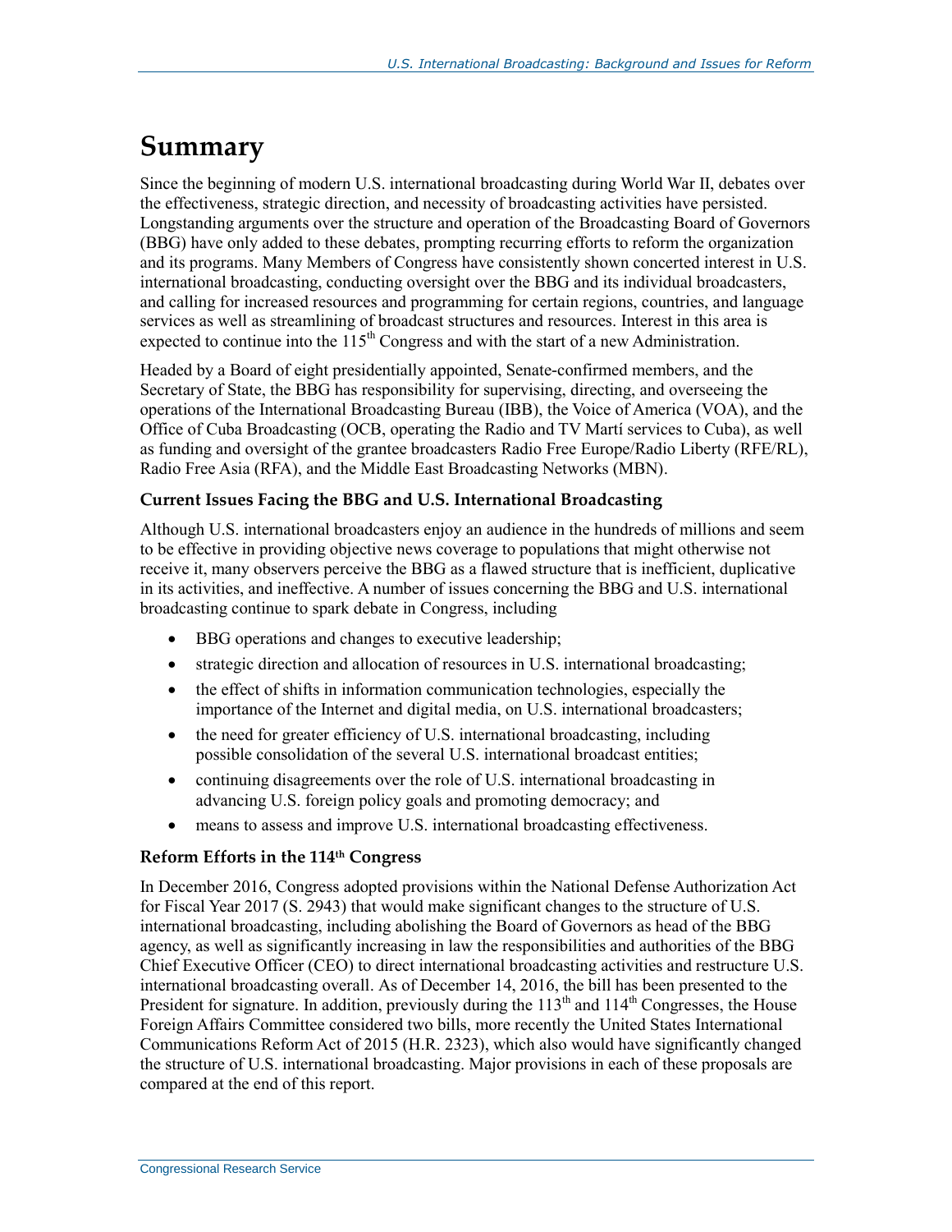# Summary

Since the beginning of modern U.S. international broadcasting during World War II, debates over the effectiveness, strategic direction, and necessity of broadcasting activities have persisted. Longstanding arguments over the structure and operation of the Broadcasting Board of Governors (BBG) have only added to these debates, prompting recurring efforts to reform the organization and its programs. Many Members of Congress have consistently shown concerted interest in U.S. international broadcasting, conducting oversight over the BBG and its individual broadcasters, and calling for increased resources and programming for certain regions, countries, and language services as well as streamlining of broadcast structures and resources. Interest in this area is expected to continue into the 115th Congress and with the start of a new Administration.

Headed by a Board of eight presidentially appointed, Senate-confirmed members, and the Secretary of State, the BBG has responsibility for supervising, directing, and overseeing the operations of the International Broadcasting Bureau (IBB), the Voice of America (VOA), and the Office of Cuba Broadcasting (OCB, operating the Radio and TV Martí services to Cuba), as well as funding and oversight of the grantee broadcasters Radio Free Europe/Radio Liberty (RFE/RL), Radio Free Asia (RFA), and the Middle East Broadcasting Networks (MBN).

### Current Issues Facing the BBG and U.S. International Broadcasting

Although U.S. international broadcasters enjoy an audience in the hundreds of millions and seem to be effective in providing objective news coverage to populations that might otherwise not receive it, many observers perceive the BBG as a flawed structure that is inefficient, duplicative in its activities, and ineffective. A number of issues concerning the BBG and U.S. international broadcasting continue to spark debate in Congress, including

- BBG operations and changes to executive leadership;
- strategic direction and allocation of resources in U.S. international broadcasting;
- the effect of shifts in information communication technologies, especially the importance of the Internet and digital media, on U.S. international broadcasters;
- the need for greater efficiency of U.S. international broadcasting, including possible consolidation of the several U.S. international broadcast entities;
- continuing disagreements over the role of U.S. international broadcasting in advancing U.S. foreign policy goals and promoting democracy; and
- means to assess and improve U.S. international broadcasting effectiveness.

### Reform Efforts in the 114th Congress

In December 2016, Congress adopted provisions within the National Defense Authorization Act for Fiscal Year 2017 (S. 2943) that would make significant changes to the structure of U.S. international broadcasting, including abolishing the Board of Governors as head of the BBG agency, as well as significantly increasing in law the responsibilities and authorities of the BBG Chief Executive Officer (CEO) to direct international broadcasting activities and restructure U.S. international broadcasting overall. As of December 14, 2016, the bill has been presented to the President for signature. In addition, previously during the 113th and 114th Congresses, the House Foreign Affairs Committee considered two bills, more recently the United States International Communications Reform Act of 2015 (H.R. 2323), which also would have significantly changed the structure of U.S. international broadcasting. Major provisions in each of these proposals are compared at the end of this report.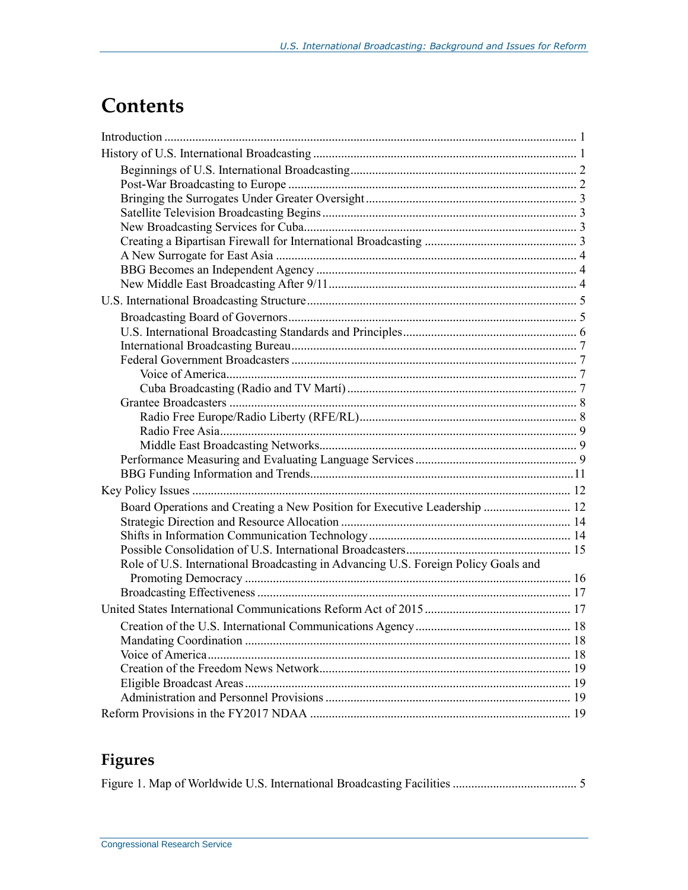# Contents

Introduction ..................................................................................................................... 1

History of U.S. International Broadcasting ..................................................................... 1

- Beginnings of U.S. International Broadcasting......................................................... 2
- Post-War Broadcasting to Europe ............................................................................ 2
- Bringing the Surrogates Under Greater Oversight .................................................... 3
- Satellite Television Broadcasting Begins .................................................................. 3
- New Broadcasting Services for Cuba........................................................................ 3
- Creating a Bipartisan Firewall for International Broadcasting ................................. 3
- A New Surrogate for East Asia ................................................................................. 4
- BBG Becomes an Independent Agency .................................................................... 4
- New Middle East Broadcasting After 9/11................................................................ 4

U.S. International Broadcasting Structure ....................................................................... 5

- Broadcasting Board of Governors............................................................................ 5
- U.S. International Broadcasting Standards and Principles........................................ 6
- International Broadcasting Bureau............................................................................ 7
- Federal Government Broadcasters ............................................................................ 7
  - Voice of America................................................................................................ 7
  - Cuba Broadcasting (Radio and TV Martí) .......................................................... 7
- Grantee Broadcasters ................................................................................................ 8
  - Radio Free Europe/Radio Liberty (RFE/RL)..................................................... 8
  - Radio Free Asia.................................................................................................. 9
  - Middle East Broadcasting Networks................................................................... 9
- Performance Measuring and Evaluating Language Services .................................... 9
- BBG Funding Information and Trends....................................................................11

Key Policy Issues ......................................................................................................... 12

- Board Operations and Creating a New Position for Executive Leadership ............................ 12
- Strategic Direction and Resource Allocation .......................................................... 14
- Shifts in Information Communication Technology................................................. 14
- Possible Consolidation of U.S. International Broadcasters..................................... 15
- Role of U.S. International Broadcasting in Advancing U.S. Foreign Policy Goals and Promoting Democracy ......................................................................................... 16
- Broadcasting Effectiveness ..................................................................................... 17

United States International Communications Reform Act of 2015 ............................... 17

- Creation of the U.S. International Communications Agency .................................. 18
- Mandating Coordination ........................................................................................ 18
- Voice of America.................................................................................................... 18
- Creation of the Freedom News Network................................................................. 19
- Eligible Broadcast Areas......................................................................................... 19
- Administration and Personnel Provisions ............................................................... 19

Reform Provisions in the FY2017 NDAA .................................................................... 19

## Figures

Figure 1. Map of Worldwide U.S. International Broadcasting Facilities ........................................ 5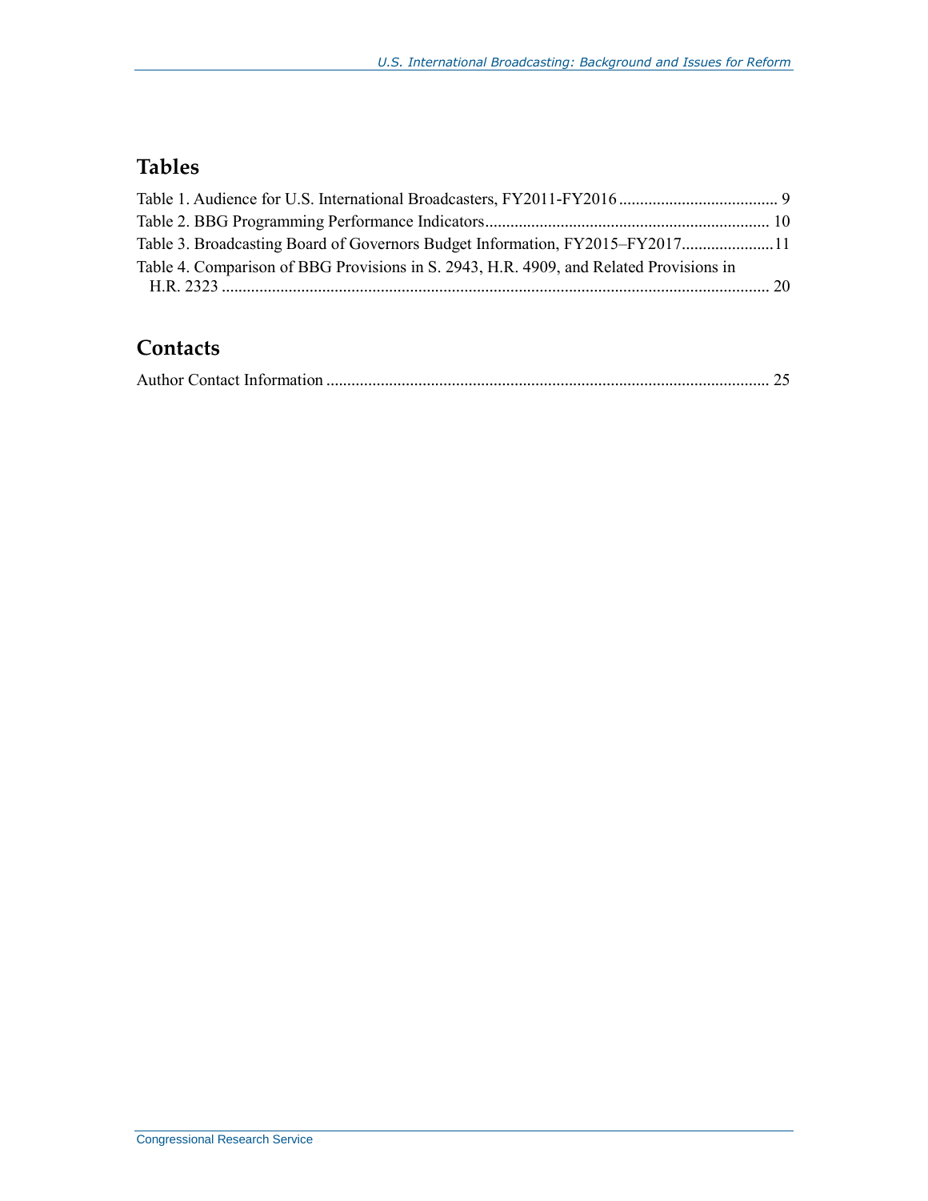## Tables

Table 1. Audience for U.S. International Broadcasters, FY2011-FY2016 ...................................... 9
Table 2. BBG Programming Performance Indicators.................................................................... 10
Table 3. Broadcasting Board of Governors Budget Information, FY2015–FY2017......................11
Table 4. Comparison of BBG Provisions in S. 2943, H.R. 4909, and Related Provisions in H.R. 2323 .................................................................................................................................. 20

## Contacts

Author Contact Information ......................................................................................................... 25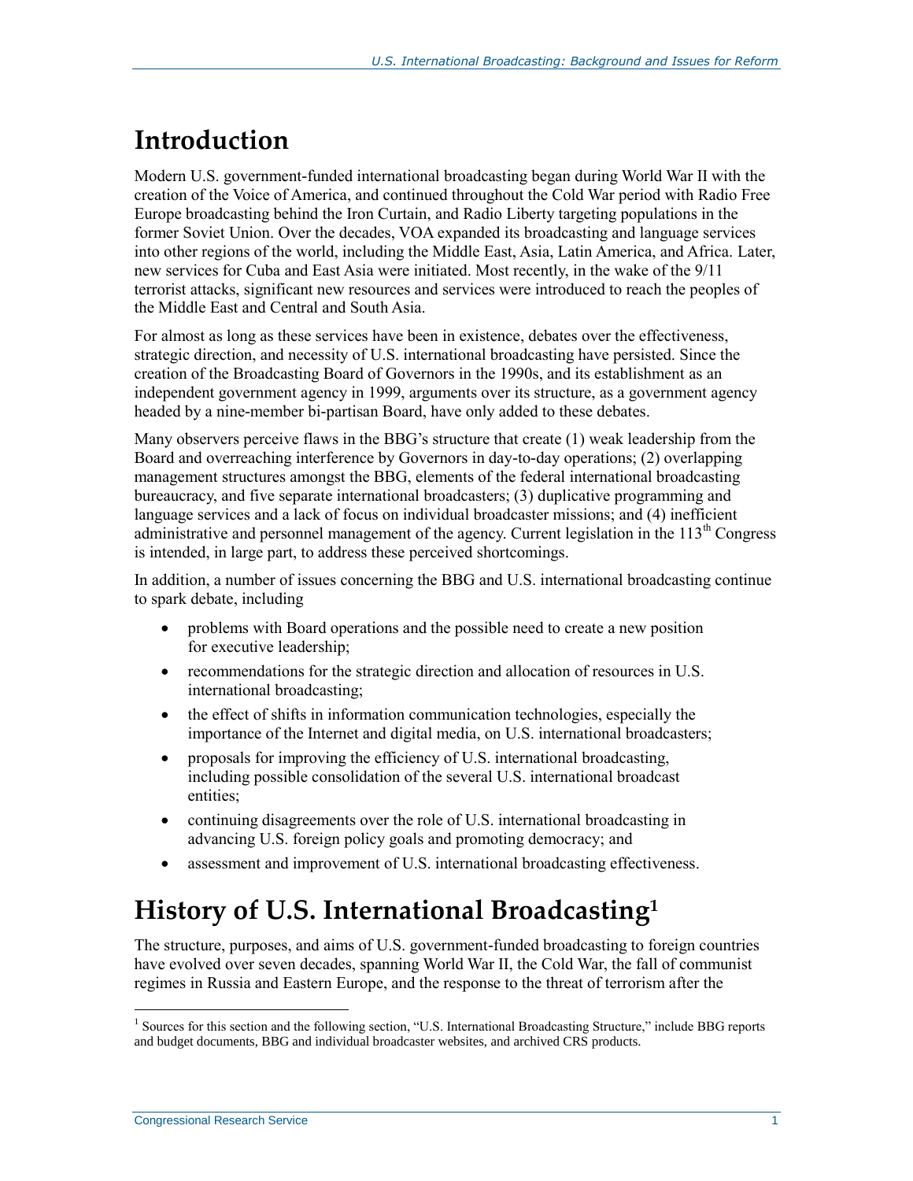# Introduction

Modern U.S. government-funded international broadcasting began during World War II with the creation of the Voice of America, and continued throughout the Cold War period with Radio Free Europe broadcasting behind the Iron Curtain, and Radio Liberty targeting populations in the former Soviet Union. Over the decades, VOA expanded its broadcasting and language services into other regions of the world, including the Middle East, Asia, Latin America, and Africa. Later, new services for Cuba and East Asia were initiated. Most recently, in the wake of the 9/11 terrorist attacks, significant new resources and services were introduced to reach the peoples of the Middle East and Central and South Asia.

For almost as long as these services have been in existence, debates over the effectiveness, strategic direction, and necessity of U.S. international broadcasting have persisted. Since the creation of the Broadcasting Board of Governors in the 1990s, and its establishment as an independent government agency in 1999, arguments over its structure, as a government agency headed by a nine-member bi-partisan Board, have only added to these debates.

Many observers perceive flaws in the BBG's structure that create (1) weak leadership from the Board and overreaching interference by Governors in day-to-day operations; (2) overlapping management structures amongst the BBG, elements of the federal international broadcasting bureaucracy, and five separate international broadcasters; (3) duplicative programming and language services and a lack of focus on individual broadcaster missions; and (4) inefficient administrative and personnel management of the agency. Current legislation in the 113th Congress is intended, in large part, to address these perceived shortcomings.

In addition, a number of issues concerning the BBG and U.S. international broadcasting continue to spark debate, including

- problems with Board operations and the possible need to create a new position for executive leadership;
- recommendations for the strategic direction and allocation of resources in U.S. international broadcasting;
- the effect of shifts in information communication technologies, especially the importance of the Internet and digital media, on U.S. international broadcasters;
- proposals for improving the efficiency of U.S. international broadcasting, including possible consolidation of the several U.S. international broadcast entities;
- continuing disagreements over the role of U.S. international broadcasting in advancing U.S. foreign policy goals and promoting democracy; and
- assessment and improvement of U.S. international broadcasting effectiveness.

# History of U.S. International Broadcasting[1]

The structure, purposes, and aims of U.S. government-funded broadcasting to foreign countries have evolved over seven decades, spanning World War II, the Cold War, the fall of communist regimes in Russia and Eastern Europe, and the response to the threat of terrorism after the

[1] Sources for this section and the following section, "U.S. International Broadcasting Structure," include BBG reports and budget documents, BBG and individual broadcaster websites, and archived CRS products.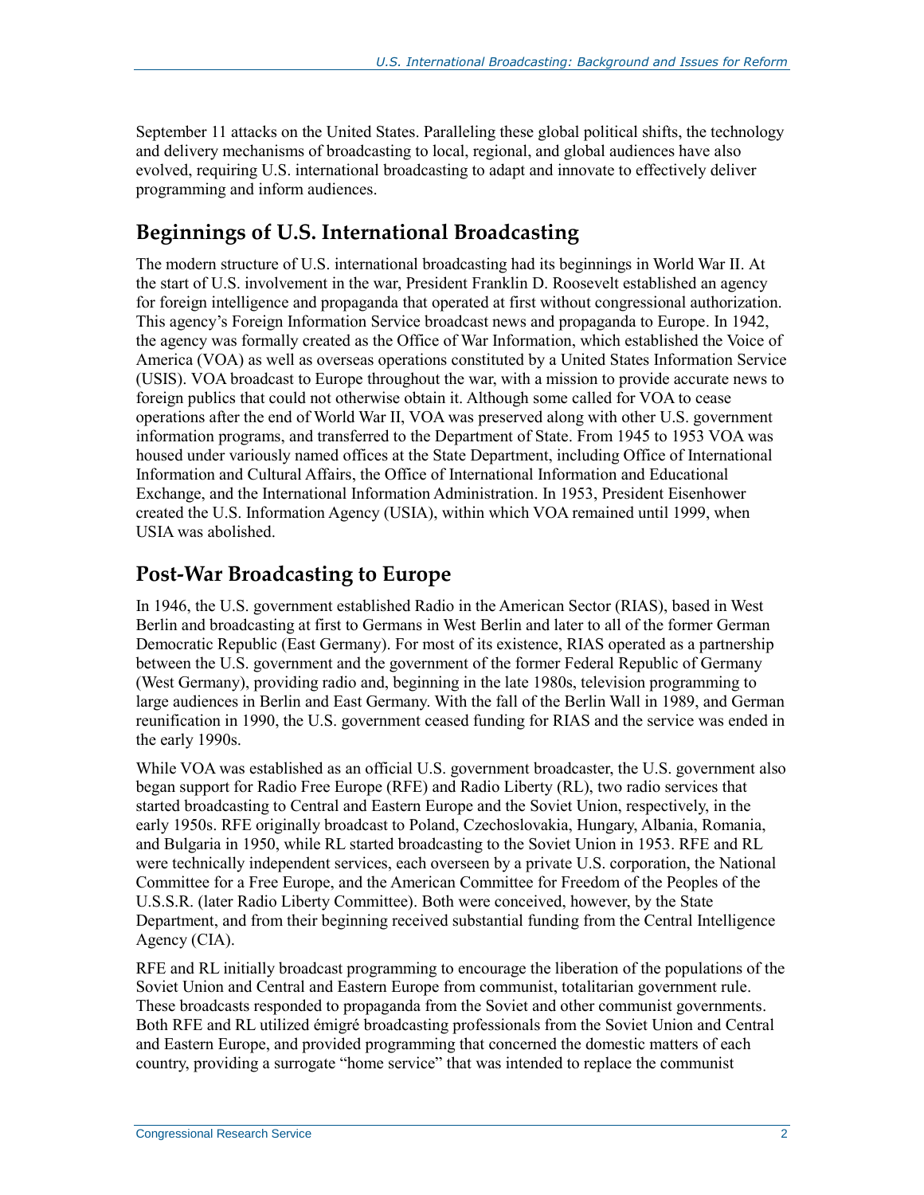September 11 attacks on the United States. Paralleling these global political shifts, the technology and delivery mechanisms of broadcasting to local, regional, and global audiences have also evolved, requiring U.S. international broadcasting to adapt and innovate to effectively deliver programming and inform audiences.

## Beginnings of U.S. International Broadcasting

The modern structure of U.S. international broadcasting had its beginnings in World War II. At the start of U.S. involvement in the war, President Franklin D. Roosevelt established an agency for foreign intelligence and propaganda that operated at first without congressional authorization. This agency's Foreign Information Service broadcast news and propaganda to Europe. In 1942, the agency was formally created as the Office of War Information, which established the Voice of America (VOA) as well as overseas operations constituted by a United States Information Service (USIS). VOA broadcast to Europe throughout the war, with a mission to provide accurate news to foreign publics that could not otherwise obtain it. Although some called for VOA to cease operations after the end of World War II, VOA was preserved along with other U.S. government information programs, and transferred to the Department of State. From 1945 to 1953 VOA was housed under variously named offices at the State Department, including Office of International Information and Cultural Affairs, the Office of International Information and Educational Exchange, and the International Information Administration. In 1953, President Eisenhower created the U.S. Information Agency (USIA), within which VOA remained until 1999, when USIA was abolished.

## Post-War Broadcasting to Europe

In 1946, the U.S. government established Radio in the American Sector (RIAS), based in West Berlin and broadcasting at first to Germans in West Berlin and later to all of the former German Democratic Republic (East Germany). For most of its existence, RIAS operated as a partnership between the U.S. government and the government of the former Federal Republic of Germany (West Germany), providing radio and, beginning in the late 1980s, television programming to large audiences in Berlin and East Germany. With the fall of the Berlin Wall in 1989, and German reunification in 1990, the U.S. government ceased funding for RIAS and the service was ended in the early 1990s.

While VOA was established as an official U.S. government broadcaster, the U.S. government also began support for Radio Free Europe (RFE) and Radio Liberty (RL), two radio services that started broadcasting to Central and Eastern Europe and the Soviet Union, respectively, in the early 1950s. RFE originally broadcast to Poland, Czechoslovakia, Hungary, Albania, Romania, and Bulgaria in 1950, while RL started broadcasting to the Soviet Union in 1953. RFE and RL were technically independent services, each overseen by a private U.S. corporation, the National Committee for a Free Europe, and the American Committee for Freedom of the Peoples of the U.S.S.R. (later Radio Liberty Committee). Both were conceived, however, by the State Department, and from their beginning received substantial funding from the Central Intelligence Agency (CIA).

RFE and RL initially broadcast programming to encourage the liberation of the populations of the Soviet Union and Central and Eastern Europe from communist, totalitarian government rule. These broadcasts responded to propaganda from the Soviet and other communist governments. Both RFE and RL utilized émigré broadcasting professionals from the Soviet Union and Central and Eastern Europe, and provided programming that concerned the domestic matters of each country, providing a surrogate "home service" that was intended to replace the communist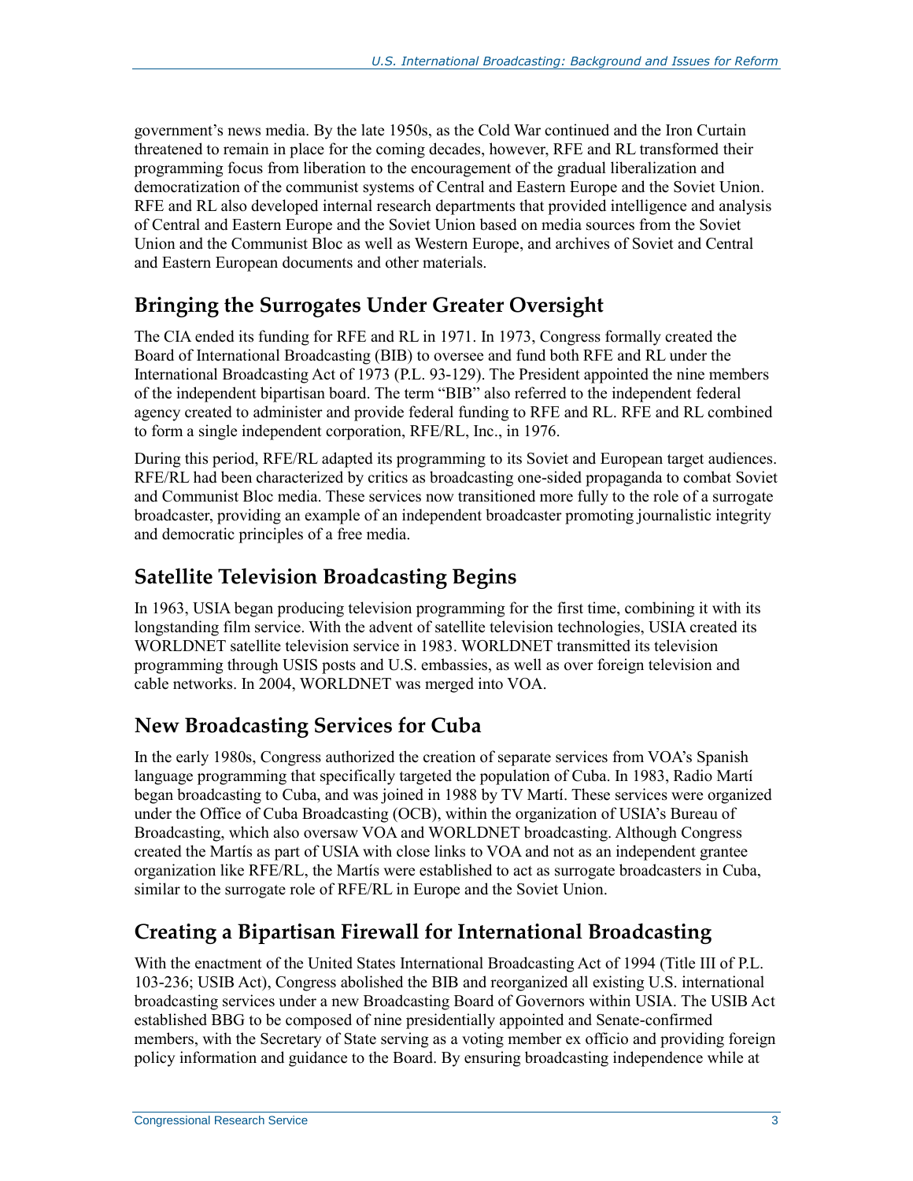government's news media. By the late 1950s, as the Cold War continued and the Iron Curtain threatened to remain in place for the coming decades, however, RFE and RL transformed their programming focus from liberation to the encouragement of the gradual liberalization and democratization of the communist systems of Central and Eastern Europe and the Soviet Union. RFE and RL also developed internal research departments that provided intelligence and analysis of Central and Eastern Europe and the Soviet Union based on media sources from the Soviet Union and the Communist Bloc as well as Western Europe, and archives of Soviet and Central and Eastern European documents and other materials.

## Bringing the Surrogates Under Greater Oversight

The CIA ended its funding for RFE and RL in 1971. In 1973, Congress formally created the Board of International Broadcasting (BIB) to oversee and fund both RFE and RL under the International Broadcasting Act of 1973 (P.L. 93-129). The President appointed the nine members of the independent bipartisan board. The term "BIB" also referred to the independent federal agency created to administer and provide federal funding to RFE and RL. RFE and RL combined to form a single independent corporation, RFE/RL, Inc., in 1976.

During this period, RFE/RL adapted its programming to its Soviet and European target audiences. RFE/RL had been characterized by critics as broadcasting one-sided propaganda to combat Soviet and Communist Bloc media. These services now transitioned more fully to the role of a surrogate broadcaster, providing an example of an independent broadcaster promoting journalistic integrity and democratic principles of a free media.

## Satellite Television Broadcasting Begins

In 1963, USIA began producing television programming for the first time, combining it with its longstanding film service. With the advent of satellite television technologies, USIA created its WORLDNET satellite television service in 1983. WORLDNET transmitted its television programming through USIS posts and U.S. embassies, as well as over foreign television and cable networks. In 2004, WORLDNET was merged into VOA.

## New Broadcasting Services for Cuba

In the early 1980s, Congress authorized the creation of separate services from VOA's Spanish language programming that specifically targeted the population of Cuba. In 1983, Radio Martí began broadcasting to Cuba, and was joined in 1988 by TV Martí. These services were organized under the Office of Cuba Broadcasting (OCB), within the organization of USIA's Bureau of Broadcasting, which also oversaw VOA and WORLDNET broadcasting. Although Congress created the Martís as part of USIA with close links to VOA and not as an independent grantee organization like RFE/RL, the Martís were established to act as surrogate broadcasters in Cuba, similar to the surrogate role of RFE/RL in Europe and the Soviet Union.

## Creating a Bipartisan Firewall for International Broadcasting

With the enactment of the United States International Broadcasting Act of 1994 (Title III of P.L. 103-236; USIB Act), Congress abolished the BIB and reorganized all existing U.S. international broadcasting services under a new Broadcasting Board of Governors within USIA. The USIB Act established BBG to be composed of nine presidentially appointed and Senate-confirmed members, with the Secretary of State serving as a voting member ex officio and providing foreign policy information and guidance to the Board. By ensuring broadcasting independence while at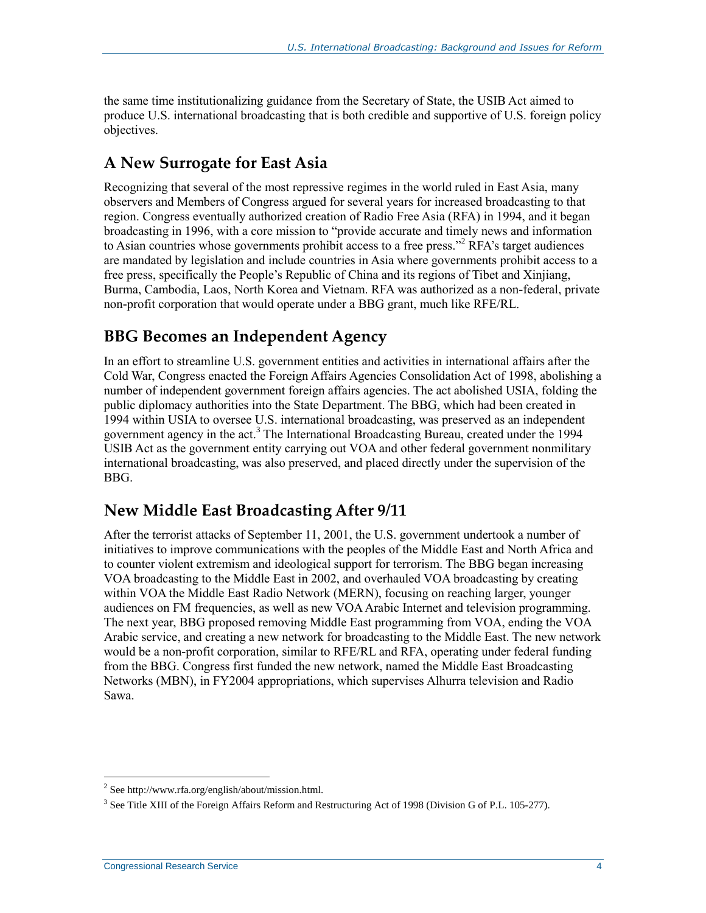the same time institutionalizing guidance from the Secretary of State, the USIB Act aimed to produce U.S. international broadcasting that is both credible and supportive of U.S. foreign policy objectives.

## A New Surrogate for East Asia

Recognizing that several of the most repressive regimes in the world ruled in East Asia, many observers and Members of Congress argued for several years for increased broadcasting to that region. Congress eventually authorized creation of Radio Free Asia (RFA) in 1994, and it began broadcasting in 1996, with a core mission to "provide accurate and timely news and information to Asian countries whose governments prohibit access to a free press."[2] RFA's target audiences are mandated by legislation and include countries in Asia where governments prohibit access to a free press, specifically the People's Republic of China and its regions of Tibet and Xinjiang, Burma, Cambodia, Laos, North Korea and Vietnam. RFA was authorized as a non-federal, private non-profit corporation that would operate under a BBG grant, much like RFE/RL.

## BBG Becomes an Independent Agency

In an effort to streamline U.S. government entities and activities in international affairs after the Cold War, Congress enacted the Foreign Affairs Agencies Consolidation Act of 1998, abolishing a number of independent government foreign affairs agencies. The act abolished USIA, folding the public diplomacy authorities into the State Department. The BBG, which had been created in 1994 within USIA to oversee U.S. international broadcasting, was preserved as an independent government agency in the act.[3] The International Broadcasting Bureau, created under the 1994 USIB Act as the government entity carrying out VOA and other federal government nonmilitary international broadcasting, was also preserved, and placed directly under the supervision of the BBG.

## New Middle East Broadcasting After 9/11

After the terrorist attacks of September 11, 2001, the U.S. government undertook a number of initiatives to improve communications with the peoples of the Middle East and North Africa and to counter violent extremism and ideological support for terrorism. The BBG began increasing VOA broadcasting to the Middle East in 2002, and overhauled VOA broadcasting by creating within VOA the Middle East Radio Network (MERN), focusing on reaching larger, younger audiences on FM frequencies, as well as new VOA Arabic Internet and television programming. The next year, BBG proposed removing Middle East programming from VOA, ending the VOA Arabic service, and creating a new network for broadcasting to the Middle East. The new network would be a non-profit corporation, similar to RFE/RL and RFA, operating under federal funding from the BBG. Congress first funded the new network, named the Middle East Broadcasting Networks (MBN), in FY2004 appropriations, which supervises Alhurra television and Radio Sawa.

---

[2] See http://www.rfa.org/english/about/mission.html.

[3] See Title XIII of the Foreign Affairs Reform and Restructuring Act of 1998 (Division G of P.L. 105-277).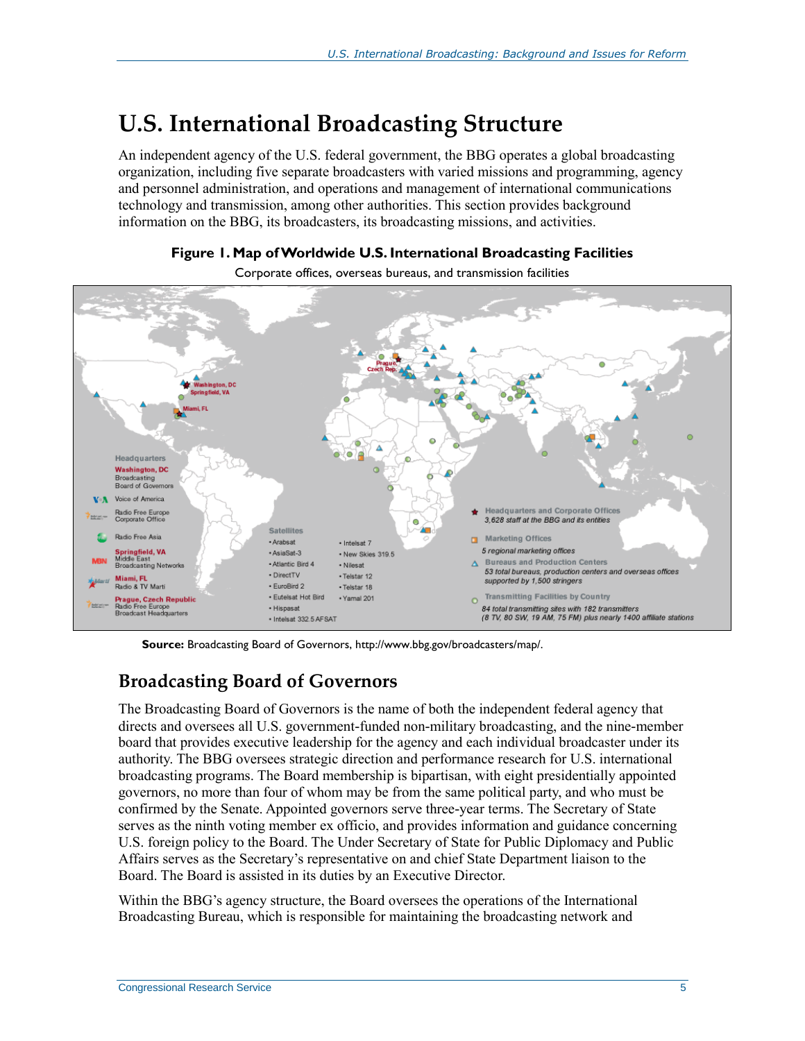# U.S. International Broadcasting Structure

An independent agency of the U.S. federal government, the BBG operates a global broadcasting organization, including five separate broadcasters with varied missions and programming, agency and personnel administration, and operations and management of international communications technology and transmission, among other authorities. This section provides background information on the BBG, its broadcasters, its broadcasting missions, and activities.

**Figure 1. Map of Worldwide U.S. International Broadcasting Facilities**

Corporate offices, overseas bureaus, and transmission facilities

Headquarters

**Washington, DC**
Broadcasting Board of Governors

Voice of America

Radio Free Europe Corporate Office

Radio Free Asia

**Springfield, VA**
Middle East Broadcasting Networks

**Miami, FL**
Radio & TV Martí

**Prague, Czech Republic**
Radio Free Europe Broadcast Headquarters

Satellites

- Arabsat
- AsiaSat-3
- Atlantic Bird 4
- DirectTV
- EuroBird 2
- Eutelsat Hot Bird
- Hispasat
- Intelsat 332.5 AFSAT
- Intelsat 7
- New Skies 319.5
- Nilesat
- Telstar 12
- Telstar 18
- Yamal 201

Headquarters and Corporate Offices
*3,628 staff at the BBG and its entities*

Marketing Offices
*5 regional marketing offices*

Bureaus and Production Centers
*53 total bureaus, production centers and overseas offices supported by 1,500 stringers*

Transmitting Facilities by Country
*84 total transmitting sites with 182 transmitters (8 TV, 80 SW, 19 AM, 75 FM) plus nearly 1400 affiliate stations*

**Source:** Broadcasting Board of Governors, http://www.bbg.gov/broadcasters/map/.

## Broadcasting Board of Governors

The Broadcasting Board of Governors is the name of both the independent federal agency that directs and oversees all U.S. government-funded non-military broadcasting, and the nine-member board that provides executive leadership for the agency and each individual broadcaster under its authority. The BBG oversees strategic direction and performance research for U.S. international broadcasting programs. The Board membership is bipartisan, with eight presidentially appointed governors, no more than four of whom may be from the same political party, and who must be confirmed by the Senate. Appointed governors serve three-year terms. The Secretary of State serves as the ninth voting member ex officio, and provides information and guidance concerning U.S. foreign policy to the Board. The Under Secretary of State for Public Diplomacy and Public Affairs serves as the Secretary's representative on and chief State Department liaison to the Board. The Board is assisted in its duties by an Executive Director.

Within the BBG's agency structure, the Board oversees the operations of the International Broadcasting Bureau, which is responsible for maintaining the broadcasting network and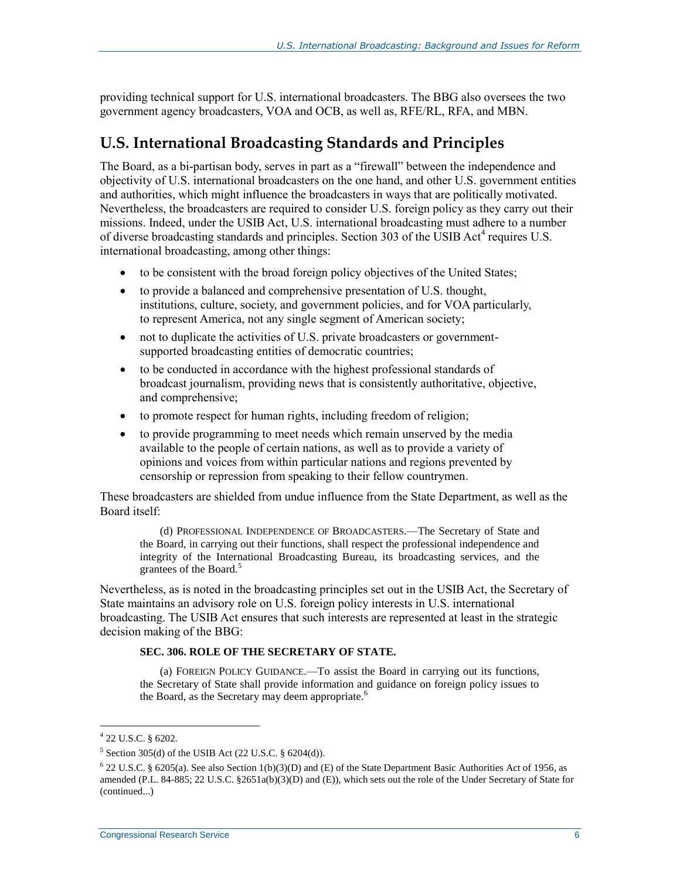providing technical support for U.S. international broadcasters. The BBG also oversees the two government agency broadcasters, VOA and OCB, as well as, RFE/RL, RFA, and MBN.

## U.S. International Broadcasting Standards and Principles

The Board, as a bi-partisan body, serves in part as a "firewall" between the independence and objectivity of U.S. international broadcasters on the one hand, and other U.S. government entities and authorities, which might influence the broadcasters in ways that are politically motivated. Nevertheless, the broadcasters are required to consider U.S. foreign policy as they carry out their missions. Indeed, under the USIB Act, U.S. international broadcasting must adhere to a number of diverse broadcasting standards and principles. Section 303 of the USIB Act[4] requires U.S. international broadcasting, among other things:

- to be consistent with the broad foreign policy objectives of the United States;
- to provide a balanced and comprehensive presentation of U.S. thought, institutions, culture, society, and government policies, and for VOA particularly, to represent America, not any single segment of American society;
- not to duplicate the activities of U.S. private broadcasters or government-supported broadcasting entities of democratic countries;
- to be conducted in accordance with the highest professional standards of broadcast journalism, providing news that is consistently authoritative, objective, and comprehensive;
- to promote respect for human rights, including freedom of religion;
- to provide programming to meet needs which remain unserved by the media available to the people of certain nations, as well as to provide a variety of opinions and voices from within particular nations and regions prevented by censorship or repression from speaking to their fellow countrymen.

These broadcasters are shielded from undue influence from the State Department, as well as the Board itself:

> (d) PROFESSIONAL INDEPENDENCE OF BROADCASTERS.—The Secretary of State and the Board, in carrying out their functions, shall respect the professional independence and integrity of the International Broadcasting Bureau, its broadcasting services, and the grantees of the Board.[5]

Nevertheless, as is noted in the broadcasting principles set out in the USIB Act, the Secretary of State maintains an advisory role on U.S. foreign policy interests in U.S. international broadcasting. The USIB Act ensures that such interests are represented at least in the strategic decision making of the BBG:

> **SEC. 306. ROLE OF THE SECRETARY OF STATE.**
>
> (a) FOREIGN POLICY GUIDANCE.—To assist the Board in carrying out its functions, the Secretary of State shall provide information and guidance on foreign policy issues to the Board, as the Secretary may deem appropriate.[6]

---

[4] 22 U.S.C. § 6202.

[5] Section 305(d) of the USIB Act (22 U.S.C. § 6204(d)).

[6] 22 U.S.C. § 6205(a). See also Section 1(b)(3)(D) and (E) of the State Department Basic Authorities Act of 1956, as amended (P.L. 84-885; 22 U.S.C. §2651a(b)(3)(D) and (E)), which sets out the role of the Under Secretary of State for (continued...)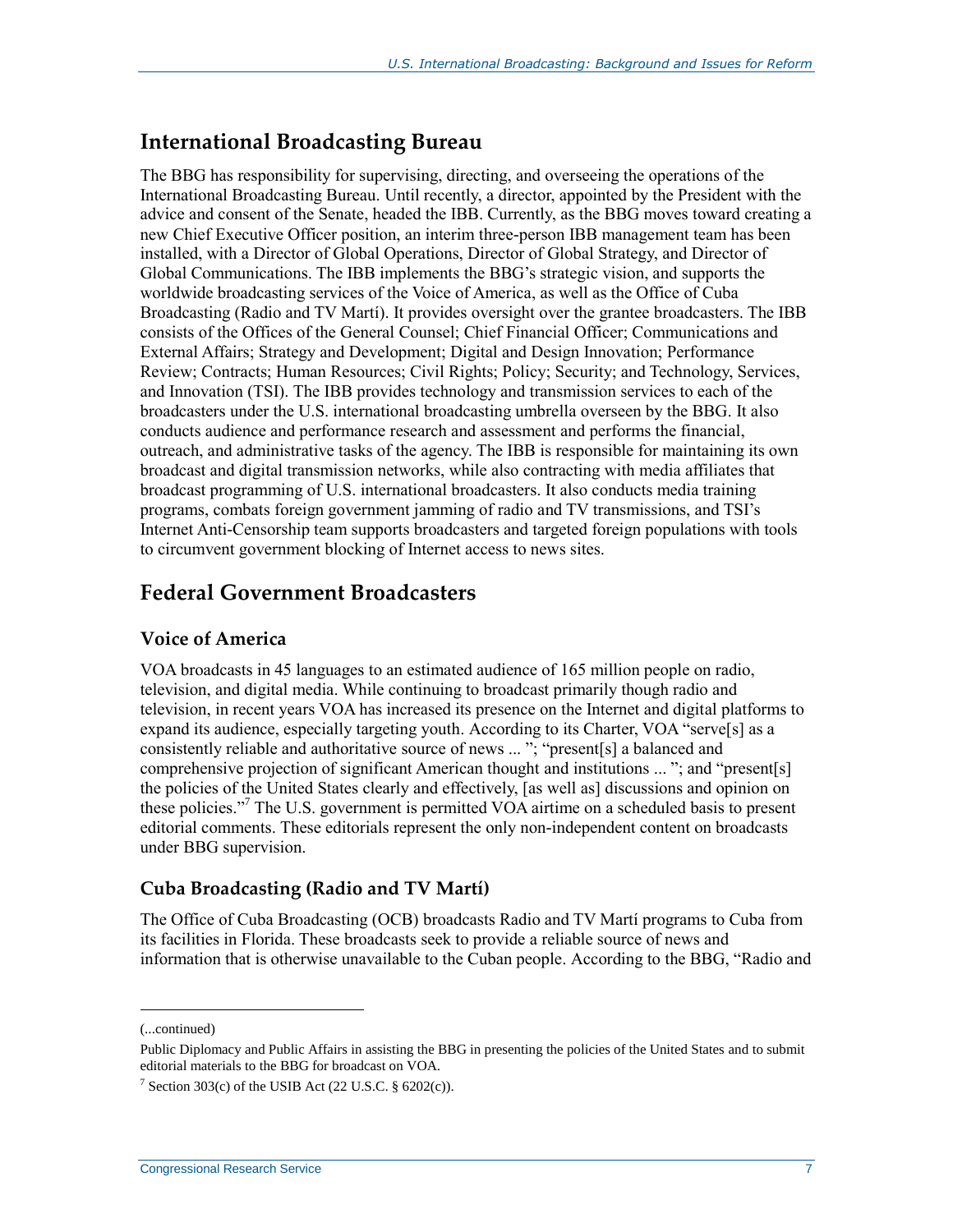## International Broadcasting Bureau

The BBG has responsibility for supervising, directing, and overseeing the operations of the International Broadcasting Bureau. Until recently, a director, appointed by the President with the advice and consent of the Senate, headed the IBB. Currently, as the BBG moves toward creating a new Chief Executive Officer position, an interim three-person IBB management team has been installed, with a Director of Global Operations, Director of Global Strategy, and Director of Global Communications. The IBB implements the BBG's strategic vision, and supports the worldwide broadcasting services of the Voice of America, as well as the Office of Cuba Broadcasting (Radio and TV Martí). It provides oversight over the grantee broadcasters. The IBB consists of the Offices of the General Counsel; Chief Financial Officer; Communications and External Affairs; Strategy and Development; Digital and Design Innovation; Performance Review; Contracts; Human Resources; Civil Rights; Policy; Security; and Technology, Services, and Innovation (TSI). The IBB provides technology and transmission services to each of the broadcasters under the U.S. international broadcasting umbrella overseen by the BBG. It also conducts audience and performance research and assessment and performs the financial, outreach, and administrative tasks of the agency. The IBB is responsible for maintaining its own broadcast and digital transmission networks, while also contracting with media affiliates that broadcast programming of U.S. international broadcasters. It also conducts media training programs, combats foreign government jamming of radio and TV transmissions, and TSI's Internet Anti-Censorship team supports broadcasters and targeted foreign populations with tools to circumvent government blocking of Internet access to news sites.

## Federal Government Broadcasters

### Voice of America

VOA broadcasts in 45 languages to an estimated audience of 165 million people on radio, television, and digital media. While continuing to broadcast primarily though radio and television, in recent years VOA has increased its presence on the Internet and digital platforms to expand its audience, especially targeting youth. According to its Charter, VOA "serve[s] as a consistently reliable and authoritative source of news ... "; "present[s] a balanced and comprehensive projection of significant American thought and institutions ... "; and "present[s] the policies of the United States clearly and effectively, [as well as] discussions and opinion on these policies."[7] The U.S. government is permitted VOA airtime on a scheduled basis to present editorial comments. These editorials represent the only non-independent content on broadcasts under BBG supervision.

### Cuba Broadcasting (Radio and TV Martí)

The Office of Cuba Broadcasting (OCB) broadcasts Radio and TV Martí programs to Cuba from its facilities in Florida. These broadcasts seek to provide a reliable source of news and information that is otherwise unavailable to the Cuban people. According to the BBG, "Radio and

---

(...continued)

Public Diplomacy and Public Affairs in assisting the BBG in presenting the policies of the United States and to submit editorial materials to the BBG for broadcast on VOA.

[7] Section 303(c) of the USIB Act (22 U.S.C. § 6202(c)).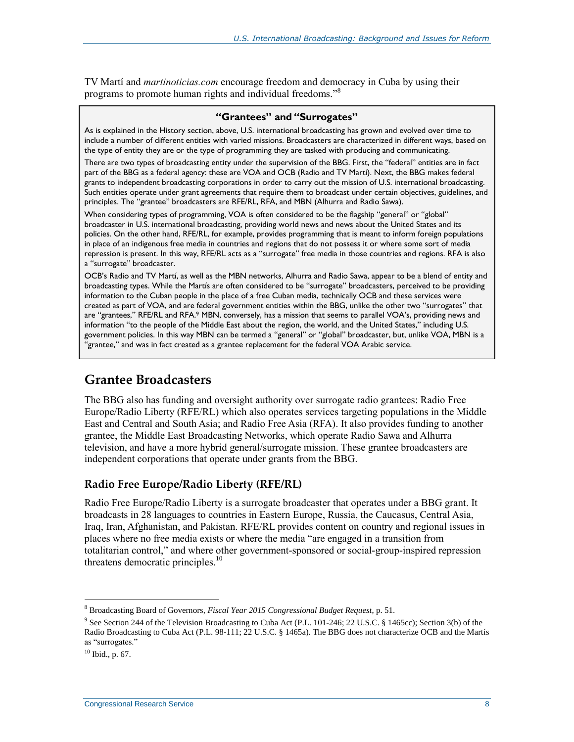TV Martí and *martinoticias.com* encourage freedom and democracy in Cuba by using their programs to promote human rights and individual freedoms."[8]

> **"Grantees" and "Surrogates"**
>
> As is explained in the History section, above, U.S. international broadcasting has grown and evolved over time to include a number of different entities with varied missions. Broadcasters are characterized in different ways, based on the type of entity they are or the type of programming they are tasked with producing and communicating.
>
> There are two types of broadcasting entity under the supervision of the BBG. First, the "federal" entities are in fact part of the BBG as a federal agency: these are VOA and OCB (Radio and TV Martí). Next, the BBG makes federal grants to independent broadcasting corporations in order to carry out the mission of U.S. international broadcasting. Such entities operate under grant agreements that require them to broadcast under certain objectives, guidelines, and principles. The "grantee" broadcasters are RFE/RL, RFA, and MBN (Alhurra and Radio Sawa).
>
> When considering types of programming, VOA is often considered to be the flagship "general" or "global" broadcaster in U.S. international broadcasting, providing world news and news about the United States and its policies. On the other hand, RFE/RL, for example, provides programming that is meant to inform foreign populations in place of an indigenous free media in countries and regions that do not possess it or where some sort of media repression is present. In this way, RFE/RL acts as a "surrogate" free media in those countries and regions. RFA is also a "surrogate" broadcaster.
>
> OCB's Radio and TV Martí, as well as the MBN networks, Alhurra and Radio Sawa, appear to be a blend of entity and broadcasting types. While the Martís are often considered to be "surrogate" broadcasters, perceived to be providing information to the Cuban people in the place of a free Cuban media, technically OCB and these services were created as part of VOA, and are federal government entities within the BBG, unlike the other two "surrogates" that are "grantees," RFE/RL and RFA.[9] MBN, conversely, has a mission that seems to parallel VOA's, providing news and information "to the people of the Middle East about the region, the world, and the United States," including U.S. government policies. In this way MBN can be termed a "general" or "global" broadcaster, but, unlike VOA, MBN is a "grantee," and was in fact created as a grantee replacement for the federal VOA Arabic service.

## Grantee Broadcasters

The BBG also has funding and oversight authority over surrogate radio grantees: Radio Free Europe/Radio Liberty (RFE/RL) which also operates services targeting populations in the Middle East and Central and South Asia; and Radio Free Asia (RFA). It also provides funding to another grantee, the Middle East Broadcasting Networks, which operate Radio Sawa and Alhurra television, and have a more hybrid general/surrogate mission. These grantee broadcasters are independent corporations that operate under grants from the BBG.

### Radio Free Europe/Radio Liberty (RFE/RL)

Radio Free Europe/Radio Liberty is a surrogate broadcaster that operates under a BBG grant. It broadcasts in 28 languages to countries in Eastern Europe, Russia, the Caucasus, Central Asia, Iraq, Iran, Afghanistan, and Pakistan. RFE/RL provides content on country and regional issues in places where no free media exists or where the media "are engaged in a transition from totalitarian control," and where other government-sponsored or social-group-inspired repression threatens democratic principles.[10]

---

[8] Broadcasting Board of Governors, *Fiscal Year 2015 Congressional Budget Request*, p. 51.

[9] See Section 244 of the Television Broadcasting to Cuba Act (P.L. 101-246; 22 U.S.C. § 1465cc); Section 3(b) of the Radio Broadcasting to Cuba Act (P.L. 98-111; 22 U.S.C. § 1465a). The BBG does not characterize OCB and the Martís as "surrogates."

[10] Ibid., p. 67.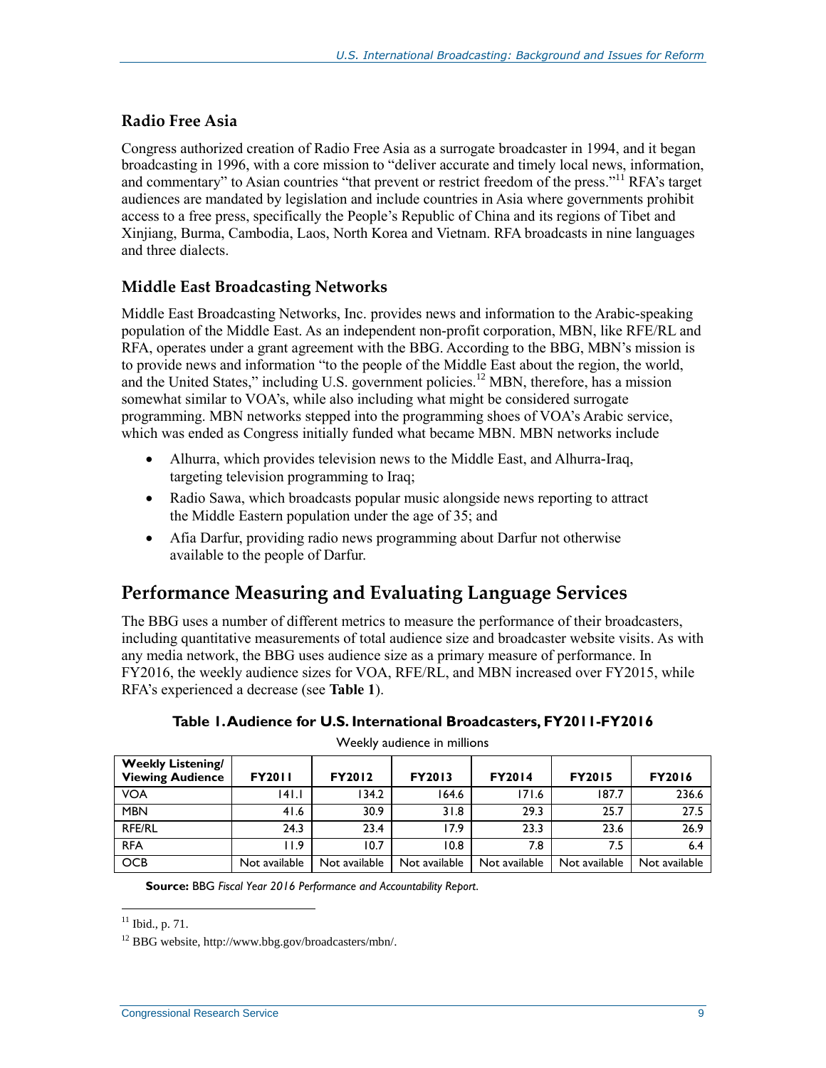### Radio Free Asia

Congress authorized creation of Radio Free Asia as a surrogate broadcaster in 1994, and it began broadcasting in 1996, with a core mission to "deliver accurate and timely local news, information, and commentary" to Asian countries "that prevent or restrict freedom of the press."[11] RFA's target audiences are mandated by legislation and include countries in Asia where governments prohibit access to a free press, specifically the People's Republic of China and its regions of Tibet and Xinjiang, Burma, Cambodia, Laos, North Korea and Vietnam. RFA broadcasts in nine languages and three dialects.

### Middle East Broadcasting Networks

Middle East Broadcasting Networks, Inc. provides news and information to the Arabic-speaking population of the Middle East. As an independent non-profit corporation, MBN, like RFE/RL and RFA, operates under a grant agreement with the BBG. According to the BBG, MBN's mission is to provide news and information "to the people of the Middle East about the region, the world, and the United States," including U.S. government policies.[12] MBN, therefore, has a mission somewhat similar to VOA's, while also including what might be considered surrogate programming. MBN networks stepped into the programming shoes of VOA's Arabic service, which was ended as Congress initially funded what became MBN. MBN networks include

- Alhurra, which provides television news to the Middle East, and Alhurra-Iraq, targeting television programming to Iraq;
- Radio Sawa, which broadcasts popular music alongside news reporting to attract the Middle Eastern population under the age of 35; and
- Afia Darfur, providing radio news programming about Darfur not otherwise available to the people of Darfur.

## Performance Measuring and Evaluating Language Services

The BBG uses a number of different metrics to measure the performance of their broadcasters, including quantitative measurements of total audience size and broadcaster website visits. As with any media network, the BBG uses audience size as a primary measure of performance. In FY2016, the weekly audience sizes for VOA, RFE/RL, and MBN increased over FY2015, while RFA's experienced a decrease (see **Table 1**).

**Table 1. Audience for U.S. International Broadcasters, FY2011-FY2016**

Weekly audience in millions

| Weekly Listening/ Viewing Audience | FY2011 | FY2012 | FY2013 | FY2014 | FY2015 | FY2016 |
|---|---|---|---|---|---|---|
| VOA | 141.1 | 134.2 | 164.6 | 171.6 | 187.7 | 236.6 |
| MBN | 41.6 | 30.9 | 31.8 | 29.3 | 25.7 | 27.5 |
| RFE/RL | 24.3 | 23.4 | 17.9 | 23.3 | 23.6 | 26.9 |
| RFA | 11.9 | 10.7 | 10.8 | 7.8 | 7.5 | 6.4 |
| OCB | Not available | Not available | Not available | Not available | Not available | Not available |

**Source:** BBG *Fiscal Year 2016 Performance and Accountability Report*.

[11] Ibid., p. 71.

[12] BBG website, http://www.bbg.gov/broadcasters/mbn/.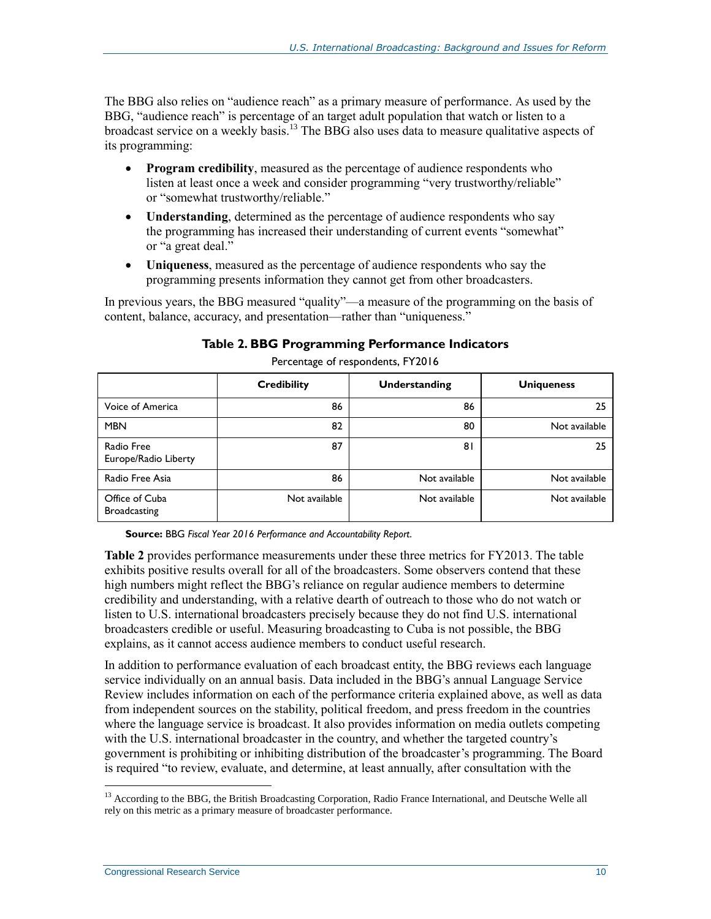The BBG also relies on "audience reach" as a primary measure of performance. As used by the BBG, "audience reach" is percentage of an target adult population that watch or listen to a broadcast service on a weekly basis.[13] The BBG also uses data to measure qualitative aspects of its programming:

- **Program credibility**, measured as the percentage of audience respondents who listen at least once a week and consider programming "very trustworthy/reliable" or "somewhat trustworthy/reliable."
- **Understanding**, determined as the percentage of audience respondents who say the programming has increased their understanding of current events "somewhat" or "a great deal."
- **Uniqueness**, measured as the percentage of audience respondents who say the programming presents information they cannot get from other broadcasters.

In previous years, the BBG measured "quality"—a measure of the programming on the basis of content, balance, accuracy, and presentation—rather than "uniqueness."

**Table 2. BBG Programming Performance Indicators**

Percentage of respondents, FY2016

| | Credibility | Understanding | Uniqueness |
|---|---|---|---|
| Voice of America | 86 | 86 | 25 |
| MBN | 82 | 80 | Not available |
| Radio Free Europe/Radio Liberty | 87 | 81 | 25 |
| Radio Free Asia | 86 | Not available | Not available |
| Office of Cuba Broadcasting | Not available | Not available | Not available |

**Source:** BBG *Fiscal Year 2016 Performance and Accountability Report*.

**Table 2** provides performance measurements under these three metrics for FY2013. The table exhibits positive results overall for all of the broadcasters. Some observers contend that these high numbers might reflect the BBG's reliance on regular audience members to determine credibility and understanding, with a relative dearth of outreach to those who do not watch or listen to U.S. international broadcasters precisely because they do not find U.S. international broadcasters credible or useful. Measuring broadcasting to Cuba is not possible, the BBG explains, as it cannot access audience members to conduct useful research.

In addition to performance evaluation of each broadcast entity, the BBG reviews each language service individually on an annual basis. Data included in the BBG's annual Language Service Review includes information on each of the performance criteria explained above, as well as data from independent sources on the stability, political freedom, and press freedom in the countries where the language service is broadcast. It also provides information on media outlets competing with the U.S. international broadcaster in the country, and whether the targeted country's government is prohibiting or inhibiting distribution of the broadcaster's programming. The Board is required "to review, evaluate, and determine, at least annually, after consultation with the

[13] According to the BBG, the British Broadcasting Corporation, Radio France International, and Deutsche Welle all rely on this metric as a primary measure of broadcaster performance.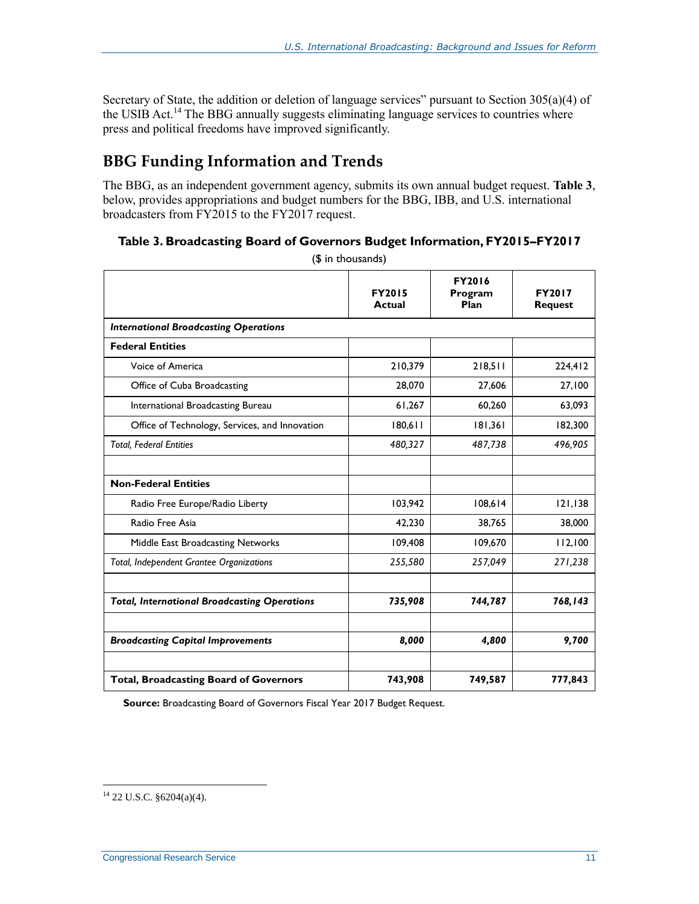Secretary of State, the addition or deletion of language services" pursuant to Section 305(a)(4) of the USIB Act.[14] The BBG annually suggests eliminating language services to countries where press and political freedoms have improved significantly.

## BBG Funding Information and Trends

The BBG, as an independent government agency, submits its own annual budget request. **Table 3**, below, provides appropriations and budget numbers for the BBG, IBB, and U.S. international broadcasters from FY2015 to the FY2017 request.

**Table 3. Broadcasting Board of Governors Budget Information, FY2015–FY2017**

($ in thousands)

| | FY2015 Actual | FY2016 Program Plan | FY2017 Request |
|---|---|---|---|
| ***International Broadcasting Operations*** | | | |
| **Federal Entities** | | | |
| Voice of America | 210,379 | 218,511 | 224,412 |
| Office of Cuba Broadcasting | 28,070 | 27,606 | 27,100 |
| International Broadcasting Bureau | 61,267 | 60,260 | 63,093 |
| Office of Technology, Services, and Innovation | 180,611 | 181,361 | 182,300 |
| *Total, Federal Entities* | *480,327* | *487,738* | *496,905* |
| | | | |
| **Non-Federal Entities** | | | |
| Radio Free Europe/Radio Liberty | 103,942 | 108,614 | 121,138 |
| Radio Free Asia | 42,230 | 38,765 | 38,000 |
| Middle East Broadcasting Networks | 109,408 | 109,670 | 112,100 |
| *Total, Independent Grantee Organizations* | *255,580* | *257,049* | *271,238* |
| | | | |
| ***Total, International Broadcasting Operations*** | ***735,908*** | ***744,787*** | ***768,143*** |
| | | | |
| ***Broadcasting Capital Improvements*** | ***8,000*** | ***4,800*** | ***9,700*** |
| | | | |
| **Total, Broadcasting Board of Governors** | **743,908** | **749,587** | **777,843** |

**Source:** Broadcasting Board of Governors Fiscal Year 2017 Budget Request.

[14] 22 U.S.C. §6204(a)(4).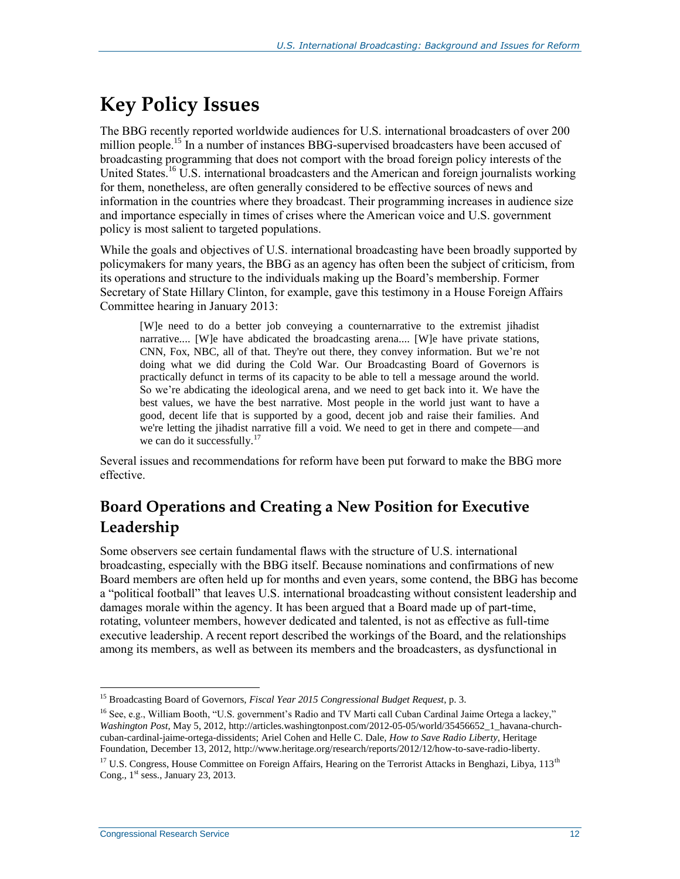# Key Policy Issues

The BBG recently reported worldwide audiences for U.S. international broadcasters of over 200 million people.[15] In a number of instances BBG-supervised broadcasters have been accused of broadcasting programming that does not comport with the broad foreign policy interests of the United States.[16] U.S. international broadcasters and the American and foreign journalists working for them, nonetheless, are often generally considered to be effective sources of news and information in the countries where they broadcast. Their programming increases in audience size and importance especially in times of crises where the American voice and U.S. government policy is most salient to targeted populations.

While the goals and objectives of U.S. international broadcasting have been broadly supported by policymakers for many years, the BBG as an agency has often been the subject of criticism, from its operations and structure to the individuals making up the Board's membership. Former Secretary of State Hillary Clinton, for example, gave this testimony in a House Foreign Affairs Committee hearing in January 2013:

> [W]e need to do a better job conveying a counternarrative to the extremist jihadist narrative.... [W]e have abdicated the broadcasting arena.... [W]e have private stations, CNN, Fox, NBC, all of that. They're out there, they convey information. But we're not doing what we did during the Cold War. Our Broadcasting Board of Governors is practically defunct in terms of its capacity to be able to tell a message around the world. So we're abdicating the ideological arena, and we need to get back into it. We have the best values, we have the best narrative. Most people in the world just want to have a good, decent life that is supported by a good, decent job and raise their families. And we're letting the jihadist narrative fill a void. We need to get in there and compete—and we can do it successfully.[17]

Several issues and recommendations for reform have been put forward to make the BBG more effective.

## Board Operations and Creating a New Position for Executive Leadership

Some observers see certain fundamental flaws with the structure of U.S. international broadcasting, especially with the BBG itself. Because nominations and confirmations of new Board members are often held up for months and even years, some contend, the BBG has become a "political football" that leaves U.S. international broadcasting without consistent leadership and damages morale within the agency. It has been argued that a Board made up of part-time, rotating, volunteer members, however dedicated and talented, is not as effective as full-time executive leadership. A recent report described the workings of the Board, and the relationships among its members, as well as between its members and the broadcasters, as dysfunctional in

---

[15] Broadcasting Board of Governors, *Fiscal Year 2015 Congressional Budget Request*, p. 3.

[16] See, e.g., William Booth, "U.S. government's Radio and TV Marti call Cuban Cardinal Jaime Ortega a lackey," *Washington Post*, May 5, 2012, http://articles.washingtonpost.com/2012-05-05/world/35456652_1_havana-church-cuban-cardinal-jaime-ortega-dissidents; Ariel Cohen and Helle C. Dale, *How to Save Radio Liberty*, Heritage Foundation, December 13, 2012, http://www.heritage.org/research/reports/2012/12/how-to-save-radio-liberty.

[17] U.S. Congress, House Committee on Foreign Affairs, Hearing on the Terrorist Attacks in Benghazi, Libya, 113th Cong., 1st sess., January 23, 2013.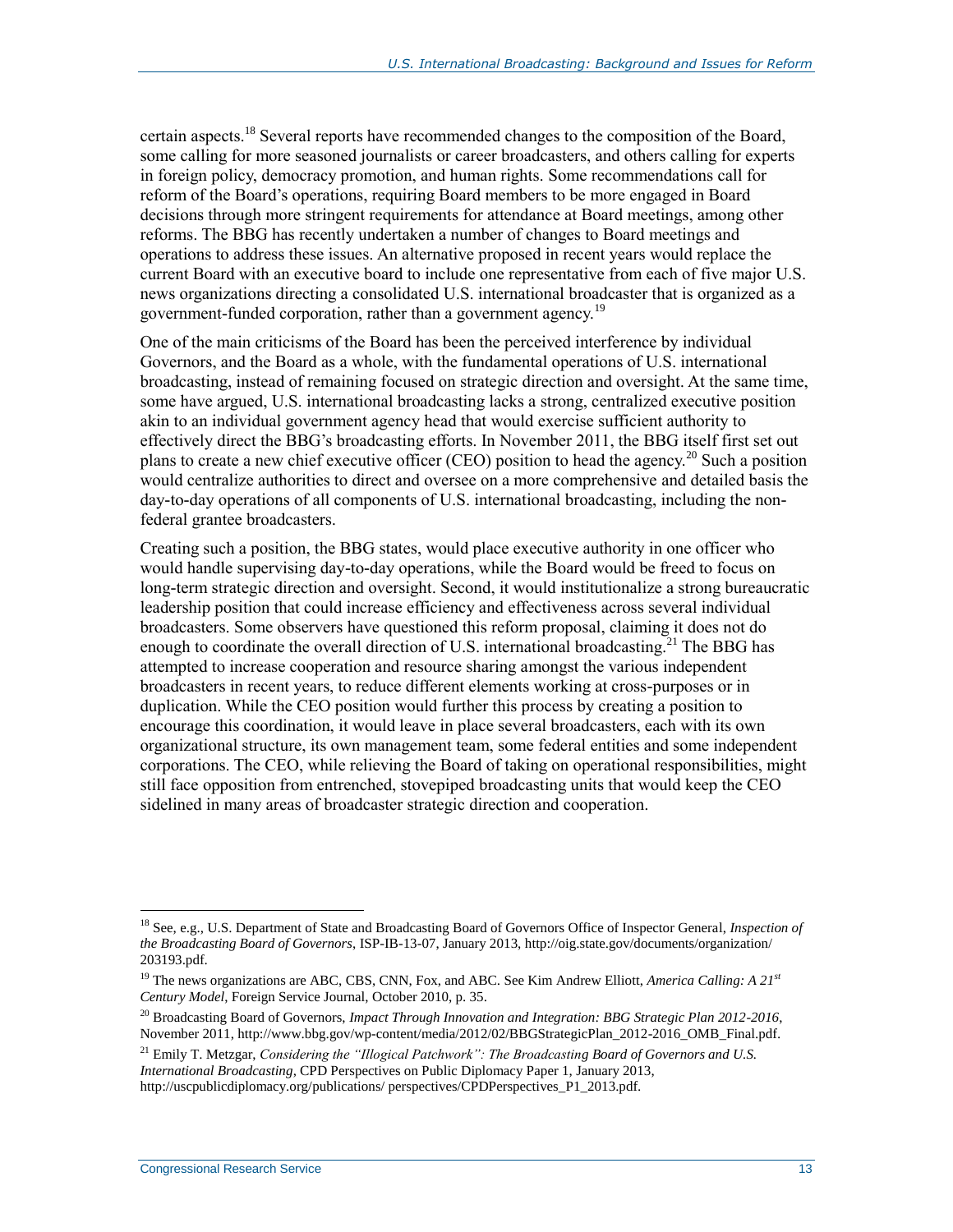certain aspects.[18] Several reports have recommended changes to the composition of the Board, some calling for more seasoned journalists or career broadcasters, and others calling for experts in foreign policy, democracy promotion, and human rights. Some recommendations call for reform of the Board's operations, requiring Board members to be more engaged in Board decisions through more stringent requirements for attendance at Board meetings, among other reforms. The BBG has recently undertaken a number of changes to Board meetings and operations to address these issues. An alternative proposed in recent years would replace the current Board with an executive board to include one representative from each of five major U.S. news organizations directing a consolidated U.S. international broadcaster that is organized as a government-funded corporation, rather than a government agency.[19]

One of the main criticisms of the Board has been the perceived interference by individual Governors, and the Board as a whole, with the fundamental operations of U.S. international broadcasting, instead of remaining focused on strategic direction and oversight. At the same time, some have argued, U.S. international broadcasting lacks a strong, centralized executive position akin to an individual government agency head that would exercise sufficient authority to effectively direct the BBG's broadcasting efforts. In November 2011, the BBG itself first set out plans to create a new chief executive officer (CEO) position to head the agency.[20] Such a position would centralize authorities to direct and oversee on a more comprehensive and detailed basis the day-to-day operations of all components of U.S. international broadcasting, including the non-federal grantee broadcasters.

Creating such a position, the BBG states, would place executive authority in one officer who would handle supervising day-to-day operations, while the Board would be freed to focus on long-term strategic direction and oversight. Second, it would institutionalize a strong bureaucratic leadership position that could increase efficiency and effectiveness across several individual broadcasters. Some observers have questioned this reform proposal, claiming it does not do enough to coordinate the overall direction of U.S. international broadcasting.[21] The BBG has attempted to increase cooperation and resource sharing amongst the various independent broadcasters in recent years, to reduce different elements working at cross-purposes or in duplication. While the CEO position would further this process by creating a position to encourage this coordination, it would leave in place several broadcasters, each with its own organizational structure, its own management team, some federal entities and some independent corporations. The CEO, while relieving the Board of taking on operational responsibilities, might still face opposition from entrenched, stovepiped broadcasting units that would keep the CEO sidelined in many areas of broadcaster strategic direction and cooperation.

---

[18] See, e.g., U.S. Department of State and Broadcasting Board of Governors Office of Inspector General, *Inspection of the Broadcasting Board of Governors*, ISP-IB-13-07, January 2013, http://oig.state.gov/documents/organization/203193.pdf.

[19] The news organizations are ABC, CBS, CNN, Fox, and ABC. See Kim Andrew Elliott, *America Calling: A 21st Century Model*, Foreign Service Journal, October 2010, p. 35.

[20] Broadcasting Board of Governors, *Impact Through Innovation and Integration: BBG Strategic Plan 2012-2016*, November 2011, http://www.bbg.gov/wp-content/media/2012/02/BBGStrategicPlan_2012-2016_OMB_Final.pdf.

[21] Emily T. Metzgar, *Considering the "Illogical Patchwork": The Broadcasting Board of Governors and U.S. International Broadcasting*, CPD Perspectives on Public Diplomacy Paper 1, January 2013, http://uscpublicdiplomacy.org/publications/ perspectives/CPDPerspectives_P1_2013.pdf.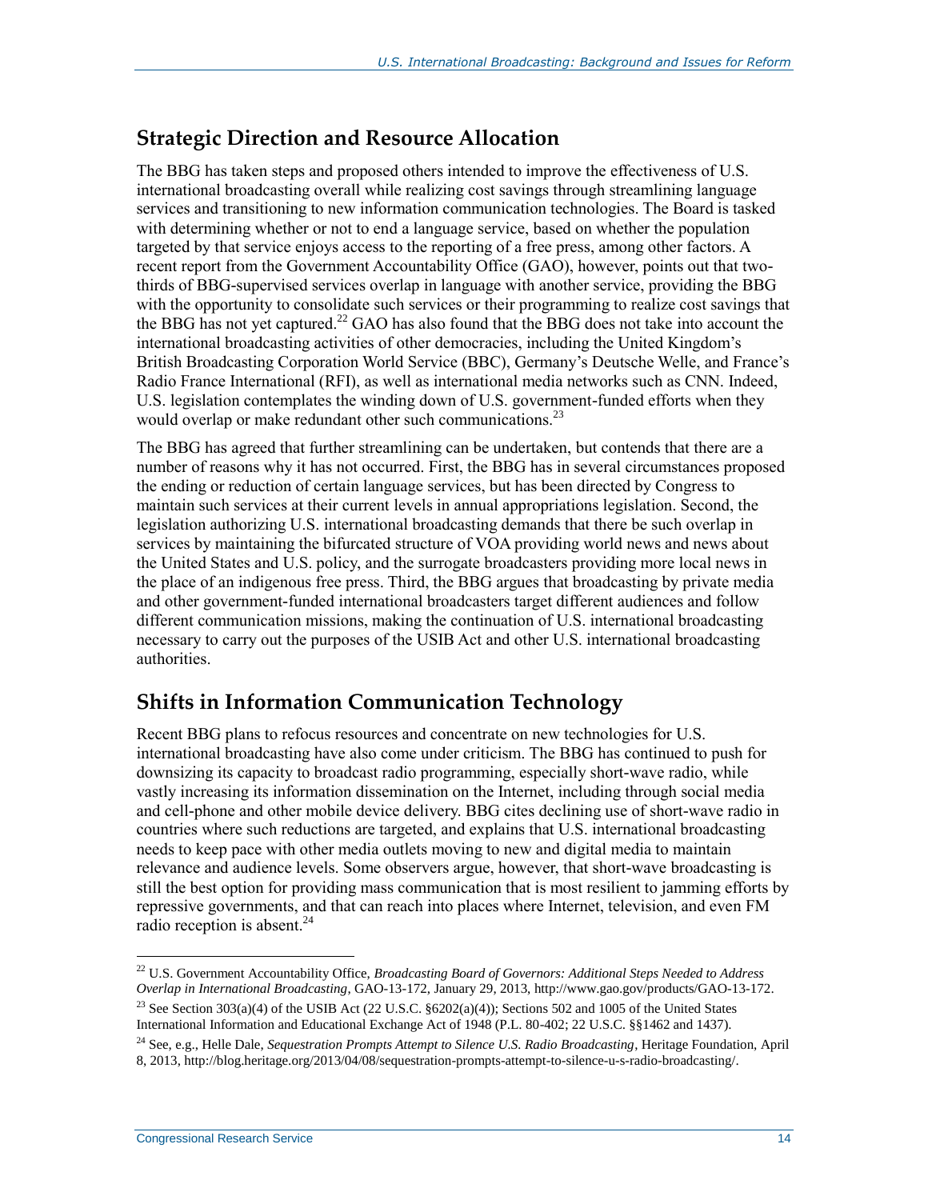## Strategic Direction and Resource Allocation

The BBG has taken steps and proposed others intended to improve the effectiveness of U.S. international broadcasting overall while realizing cost savings through streamlining language services and transitioning to new information communication technologies. The Board is tasked with determining whether or not to end a language service, based on whether the population targeted by that service enjoys access to the reporting of a free press, among other factors. A recent report from the Government Accountability Office (GAO), however, points out that two-thirds of BBG-supervised services overlap in language with another service, providing the BBG with the opportunity to consolidate such services or their programming to realize cost savings that the BBG has not yet captured.[22] GAO has also found that the BBG does not take into account the international broadcasting activities of other democracies, including the United Kingdom's British Broadcasting Corporation World Service (BBC), Germany's Deutsche Welle, and France's Radio France International (RFI), as well as international media networks such as CNN. Indeed, U.S. legislation contemplates the winding down of U.S. government-funded efforts when they would overlap or make redundant other such communications.[23]

The BBG has agreed that further streamlining can be undertaken, but contends that there are a number of reasons why it has not occurred. First, the BBG has in several circumstances proposed the ending or reduction of certain language services, but has been directed by Congress to maintain such services at their current levels in annual appropriations legislation. Second, the legislation authorizing U.S. international broadcasting demands that there be such overlap in services by maintaining the bifurcated structure of VOA providing world news and news about the United States and U.S. policy, and the surrogate broadcasters providing more local news in the place of an indigenous free press. Third, the BBG argues that broadcasting by private media and other government-funded international broadcasters target different audiences and follow different communication missions, making the continuation of U.S. international broadcasting necessary to carry out the purposes of the USIB Act and other U.S. international broadcasting authorities.

## Shifts in Information Communication Technology

Recent BBG plans to refocus resources and concentrate on new technologies for U.S. international broadcasting have also come under criticism. The BBG has continued to push for downsizing its capacity to broadcast radio programming, especially short-wave radio, while vastly increasing its information dissemination on the Internet, including through social media and cell-phone and other mobile device delivery. BBG cites declining use of short-wave radio in countries where such reductions are targeted, and explains that U.S. international broadcasting needs to keep pace with other media outlets moving to new and digital media to maintain relevance and audience levels. Some observers argue, however, that short-wave broadcasting is still the best option for providing mass communication that is most resilient to jamming efforts by repressive governments, and that can reach into places where Internet, television, and even FM radio reception is absent.[24]

---

[22] U.S. Government Accountability Office, *Broadcasting Board of Governors: Additional Steps Needed to Address Overlap in International Broadcasting*, GAO-13-172, January 29, 2013, http://www.gao.gov/products/GAO-13-172.

[23] See Section 303(a)(4) of the USIB Act (22 U.S.C. §6202(a)(4)); Sections 502 and 1005 of the United States International Information and Educational Exchange Act of 1948 (P.L. 80-402; 22 U.S.C. §§1462 and 1437).

[24] See, e.g., Helle Dale, *Sequestration Prompts Attempt to Silence U.S. Radio Broadcasting*, Heritage Foundation, April 8, 2013, http://blog.heritage.org/2013/04/08/sequestration-prompts-attempt-to-silence-u-s-radio-broadcasting/.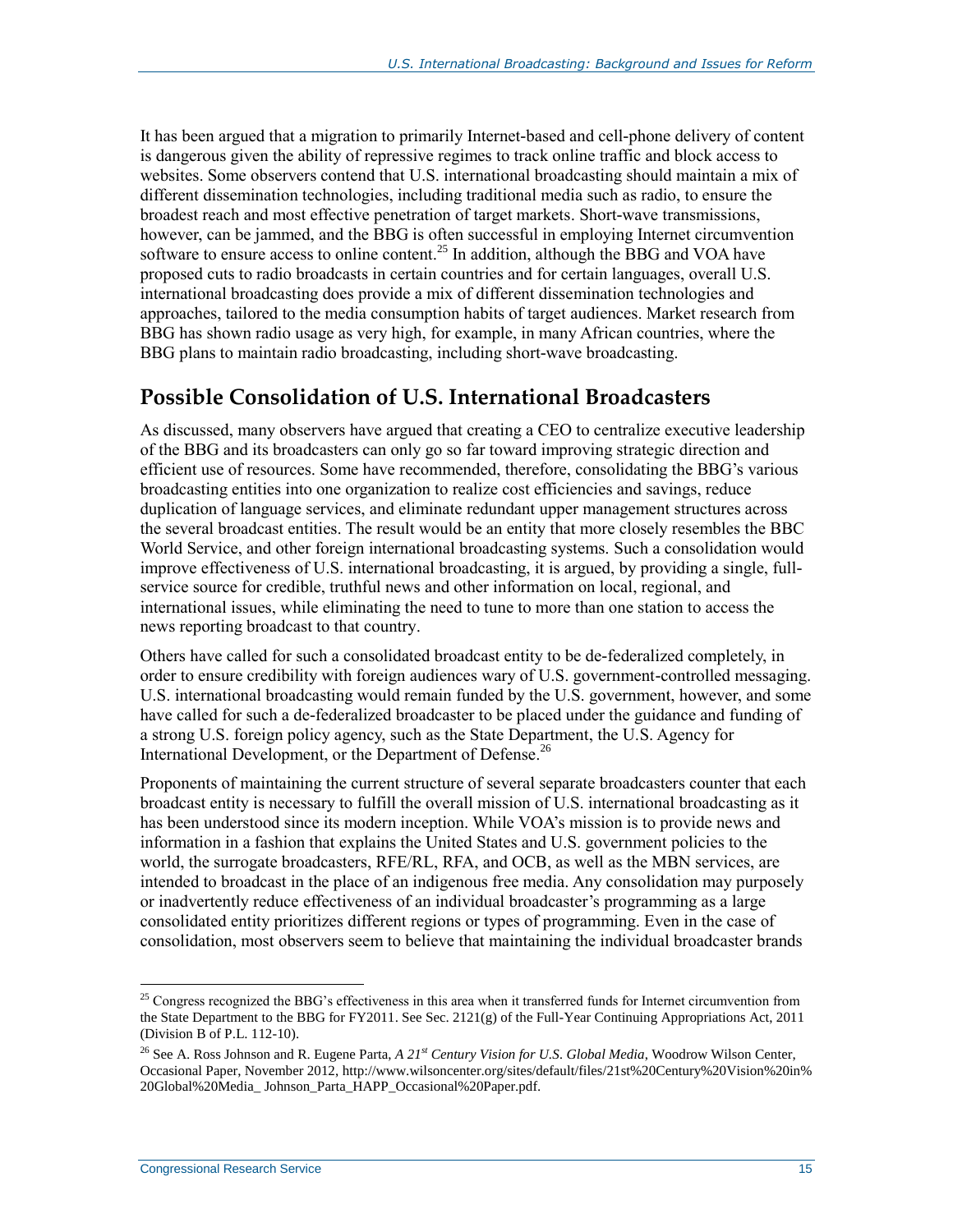It has been argued that a migration to primarily Internet-based and cell-phone delivery of content is dangerous given the ability of repressive regimes to track online traffic and block access to websites. Some observers contend that U.S. international broadcasting should maintain a mix of different dissemination technologies, including traditional media such as radio, to ensure the broadest reach and most effective penetration of target markets. Short-wave transmissions, however, can be jammed, and the BBG is often successful in employing Internet circumvention software to ensure access to online content.[25] In addition, although the BBG and VOA have proposed cuts to radio broadcasts in certain countries and for certain languages, overall U.S. international broadcasting does provide a mix of different dissemination technologies and approaches, tailored to the media consumption habits of target audiences. Market research from BBG has shown radio usage as very high, for example, in many African countries, where the BBG plans to maintain radio broadcasting, including short-wave broadcasting.

## Possible Consolidation of U.S. International Broadcasters

As discussed, many observers have argued that creating a CEO to centralize executive leadership of the BBG and its broadcasters can only go so far toward improving strategic direction and efficient use of resources. Some have recommended, therefore, consolidating the BBG's various broadcasting entities into one organization to realize cost efficiencies and savings, reduce duplication of language services, and eliminate redundant upper management structures across the several broadcast entities. The result would be an entity that more closely resembles the BBC World Service, and other foreign international broadcasting systems. Such a consolidation would improve effectiveness of U.S. international broadcasting, it is argued, by providing a single, full-service source for credible, truthful news and other information on local, regional, and international issues, while eliminating the need to tune to more than one station to access the news reporting broadcast to that country.

Others have called for such a consolidated broadcast entity to be de-federalized completely, in order to ensure credibility with foreign audiences wary of U.S. government-controlled messaging. U.S. international broadcasting would remain funded by the U.S. government, however, and some have called for such a de-federalized broadcaster to be placed under the guidance and funding of a strong U.S. foreign policy agency, such as the State Department, the U.S. Agency for International Development, or the Department of Defense.[26]

Proponents of maintaining the current structure of several separate broadcasters counter that each broadcast entity is necessary to fulfill the overall mission of U.S. international broadcasting as it has been understood since its modern inception. While VOA's mission is to provide news and information in a fashion that explains the United States and U.S. government policies to the world, the surrogate broadcasters, RFE/RL, RFA, and OCB, as well as the MBN services, are intended to broadcast in the place of an indigenous free media. Any consolidation may purposely or inadvertently reduce effectiveness of an individual broadcaster's programming as a large consolidated entity prioritizes different regions or types of programming. Even in the case of consolidation, most observers seem to believe that maintaining the individual broadcaster brands

---

[25] Congress recognized the BBG's effectiveness in this area when it transferred funds for Internet circumvention from the State Department to the BBG for FY2011. See Sec. 2121(g) of the Full-Year Continuing Appropriations Act, 2011 (Division B of P.L. 112-10).

[26] See A. Ross Johnson and R. Eugene Parta, *A 21st Century Vision for U.S. Global Media*, Woodrow Wilson Center, Occasional Paper, November 2012, http://www.wilsoncenter.org/sites/default/files/21st%20Century%20Vision%20in%20Global%20Media_ Johnson_Parta_HAPP_Occasional%20Paper.pdf.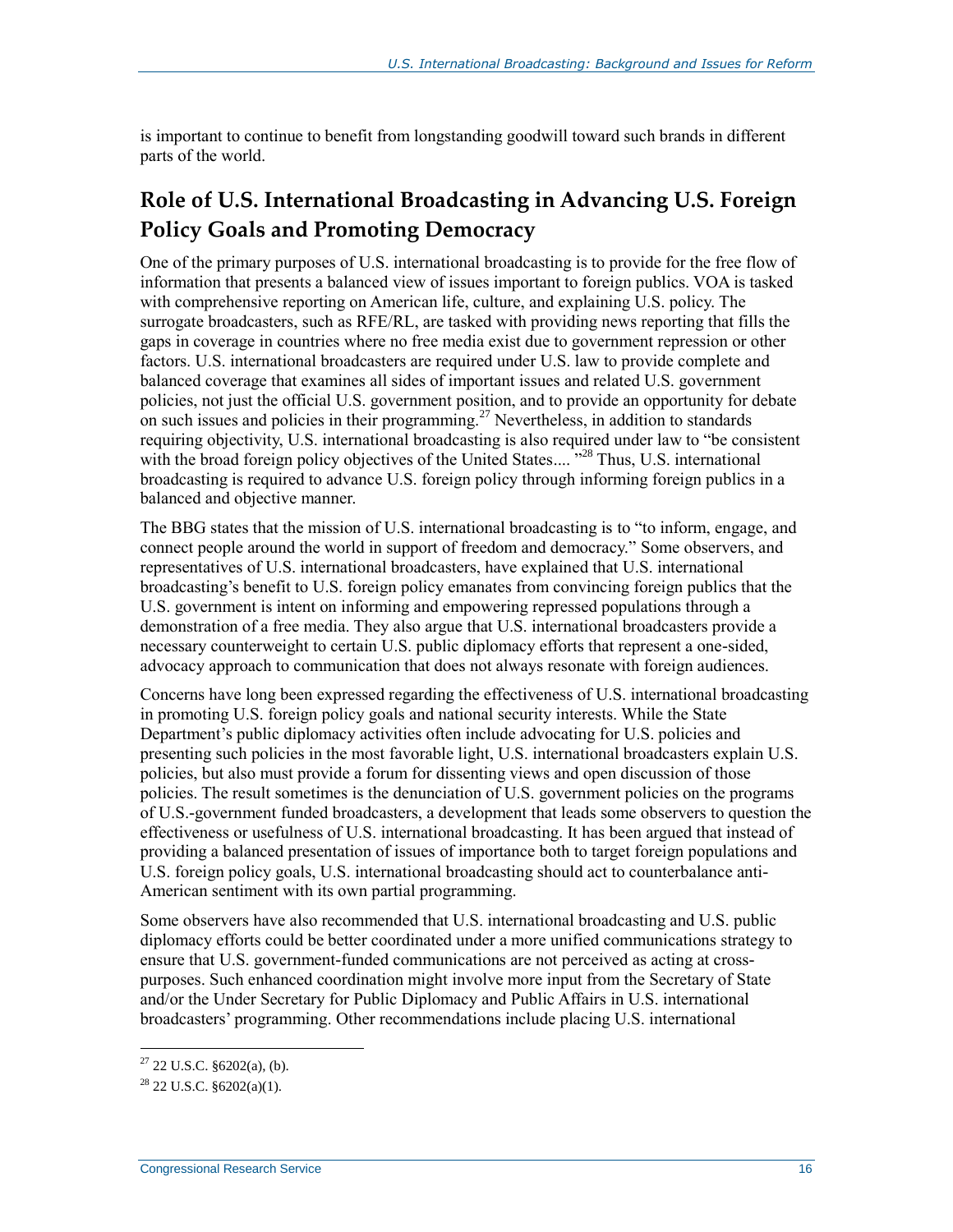is important to continue to benefit from longstanding goodwill toward such brands in different parts of the world.

## Role of U.S. International Broadcasting in Advancing U.S. Foreign Policy Goals and Promoting Democracy

One of the primary purposes of U.S. international broadcasting is to provide for the free flow of information that presents a balanced view of issues important to foreign publics. VOA is tasked with comprehensive reporting on American life, culture, and explaining U.S. policy. The surrogate broadcasters, such as RFE/RL, are tasked with providing news reporting that fills the gaps in coverage in countries where no free media exist due to government repression or other factors. U.S. international broadcasters are required under U.S. law to provide complete and balanced coverage that examines all sides of important issues and related U.S. government policies, not just the official U.S. government position, and to provide an opportunity for debate on such issues and policies in their programming.[27] Nevertheless, in addition to standards requiring objectivity, U.S. international broadcasting is also required under law to "be consistent with the broad foreign policy objectives of the United States.... "[28] Thus, U.S. international broadcasting is required to advance U.S. foreign policy through informing foreign publics in a balanced and objective manner.

The BBG states that the mission of U.S. international broadcasting is to "to inform, engage, and connect people around the world in support of freedom and democracy." Some observers, and representatives of U.S. international broadcasters, have explained that U.S. international broadcasting's benefit to U.S. foreign policy emanates from convincing foreign publics that the U.S. government is intent on informing and empowering repressed populations through a demonstration of a free media. They also argue that U.S. international broadcasters provide a necessary counterweight to certain U.S. public diplomacy efforts that represent a one-sided, advocacy approach to communication that does not always resonate with foreign audiences.

Concerns have long been expressed regarding the effectiveness of U.S. international broadcasting in promoting U.S. foreign policy goals and national security interests. While the State Department's public diplomacy activities often include advocating for U.S. policies and presenting such policies in the most favorable light, U.S. international broadcasters explain U.S. policies, but also must provide a forum for dissenting views and open discussion of those policies. The result sometimes is the denunciation of U.S. government policies on the programs of U.S.-government funded broadcasters, a development that leads some observers to question the effectiveness or usefulness of U.S. international broadcasting. It has been argued that instead of providing a balanced presentation of issues of importance both to target foreign populations and U.S. foreign policy goals, U.S. international broadcasting should act to counterbalance anti-American sentiment with its own partial programming.

Some observers have also recommended that U.S. international broadcasting and U.S. public diplomacy efforts could be better coordinated under a more unified communications strategy to ensure that U.S. government-funded communications are not perceived as acting at cross-purposes. Such enhanced coordination might involve more input from the Secretary of State and/or the Under Secretary for Public Diplomacy and Public Affairs in U.S. international broadcasters' programming. Other recommendations include placing U.S. international

---

[27] 22 U.S.C. §6202(a), (b).

[28] 22 U.S.C. §6202(a)(1).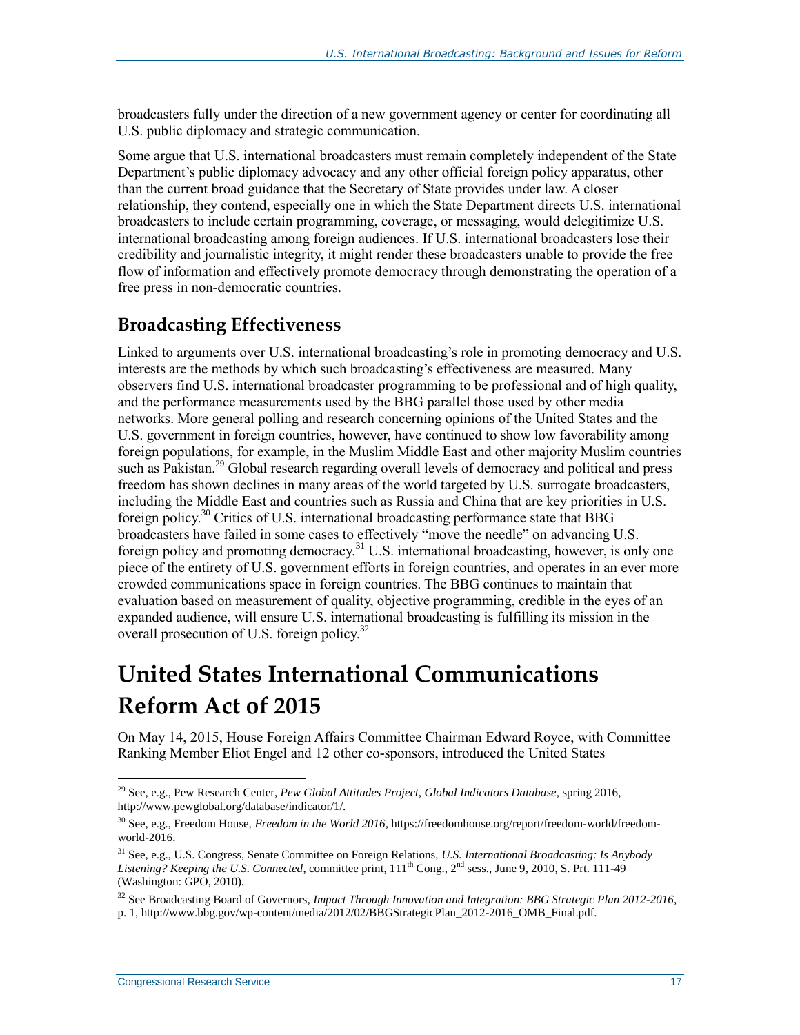broadcasters fully under the direction of a new government agency or center for coordinating all U.S. public diplomacy and strategic communication.

Some argue that U.S. international broadcasters must remain completely independent of the State Department's public diplomacy advocacy and any other official foreign policy apparatus, other than the current broad guidance that the Secretary of State provides under law. A closer relationship, they contend, especially one in which the State Department directs U.S. international broadcasters to include certain programming, coverage, or messaging, would delegitimize U.S. international broadcasting among foreign audiences. If U.S. international broadcasters lose their credibility and journalistic integrity, it might render these broadcasters unable to provide the free flow of information and effectively promote democracy through demonstrating the operation of a free press in non-democratic countries.

### Broadcasting Effectiveness

Linked to arguments over U.S. international broadcasting's role in promoting democracy and U.S. interests are the methods by which such broadcasting's effectiveness are measured. Many observers find U.S. international broadcaster programming to be professional and of high quality, and the performance measurements used by the BBG parallel those used by other media networks. More general polling and research concerning opinions of the United States and the U.S. government in foreign countries, however, have continued to show low favorability among foreign populations, for example, in the Muslim Middle East and other majority Muslim countries such as Pakistan.[29] Global research regarding overall levels of democracy and political and press freedom has shown declines in many areas of the world targeted by U.S. surrogate broadcasters, including the Middle East and countries such as Russia and China that are key priorities in U.S. foreign policy.[30] Critics of U.S. international broadcasting performance state that BBG broadcasters have failed in some cases to effectively "move the needle" on advancing U.S. foreign policy and promoting democracy.[31] U.S. international broadcasting, however, is only one piece of the entirety of U.S. government efforts in foreign countries, and operates in an ever more crowded communications space in foreign countries. The BBG continues to maintain that evaluation based on measurement of quality, objective programming, credible in the eyes of an expanded audience, will ensure U.S. international broadcasting is fulfilling its mission in the overall prosecution of U.S. foreign policy.[32]

## United States International Communications Reform Act of 2015

On May 14, 2015, House Foreign Affairs Committee Chairman Edward Royce, with Committee Ranking Member Eliot Engel and 12 other co-sponsors, introduced the United States

---

[29] See, e.g., Pew Research Center, *Pew Global Attitudes Project, Global Indicators Database*, spring 2016, http://www.pewglobal.org/database/indicator/1/.

[30] See, e.g., Freedom House, *Freedom in the World 2016*, https://freedomhouse.org/report/freedom-world/freedom-world-2016.

[31] See, e.g., U.S. Congress, Senate Committee on Foreign Relations, *U.S. International Broadcasting: Is Anybody Listening? Keeping the U.S. Connected*, committee print, 111th Cong., 2nd sess., June 9, 2010, S. Prt. 111-49 (Washington: GPO, 2010).

[32] See Broadcasting Board of Governors, *Impact Through Innovation and Integration: BBG Strategic Plan 2012-2016*, p. 1, http://www.bbg.gov/wp-content/media/2012/02/BBGStrategicPlan_2012-2016_OMB_Final.pdf.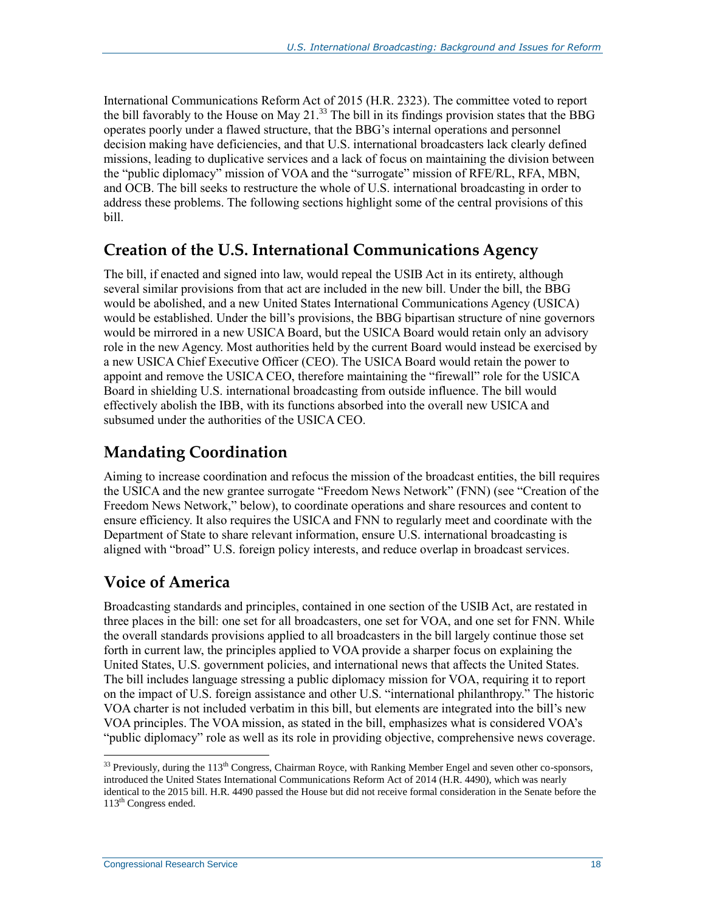International Communications Reform Act of 2015 (H.R. 2323). The committee voted to report the bill favorably to the House on May 21.[33] The bill in its findings provision states that the BBG operates poorly under a flawed structure, that the BBG's internal operations and personnel decision making have deficiencies, and that U.S. international broadcasters lack clearly defined missions, leading to duplicative services and a lack of focus on maintaining the division between the "public diplomacy" mission of VOA and the "surrogate" mission of RFE/RL, RFA, MBN, and OCB. The bill seeks to restructure the whole of U.S. international broadcasting in order to address these problems. The following sections highlight some of the central provisions of this bill.

## Creation of the U.S. International Communications Agency

The bill, if enacted and signed into law, would repeal the USIB Act in its entirety, although several similar provisions from that act are included in the new bill. Under the bill, the BBG would be abolished, and a new United States International Communications Agency (USICA) would be established. Under the bill's provisions, the BBG bipartisan structure of nine governors would be mirrored in a new USICA Board, but the USICA Board would retain only an advisory role in the new Agency. Most authorities held by the current Board would instead be exercised by a new USICA Chief Executive Officer (CEO). The USICA Board would retain the power to appoint and remove the USICA CEO, therefore maintaining the "firewall" role for the USICA Board in shielding U.S. international broadcasting from outside influence. The bill would effectively abolish the IBB, with its functions absorbed into the overall new USICA and subsumed under the authorities of the USICA CEO.

## Mandating Coordination

Aiming to increase coordination and refocus the mission of the broadcast entities, the bill requires the USICA and the new grantee surrogate "Freedom News Network" (FNN) (see "Creation of the Freedom News Network," below), to coordinate operations and share resources and content to ensure efficiency. It also requires the USICA and FNN to regularly meet and coordinate with the Department of State to share relevant information, ensure U.S. international broadcasting is aligned with "broad" U.S. foreign policy interests, and reduce overlap in broadcast services.

## Voice of America

Broadcasting standards and principles, contained in one section of the USIB Act, are restated in three places in the bill: one set for all broadcasters, one set for VOA, and one set for FNN. While the overall standards provisions applied to all broadcasters in the bill largely continue those set forth in current law, the principles applied to VOA provide a sharper focus on explaining the United States, U.S. government policies, and international news that affects the United States. The bill includes language stressing a public diplomacy mission for VOA, requiring it to report on the impact of U.S. foreign assistance and other U.S. "international philanthropy." The historic VOA charter is not included verbatim in this bill, but elements are integrated into the bill's new VOA principles. The VOA mission, as stated in the bill, emphasizes what is considered VOA's "public diplomacy" role as well as its role in providing objective, comprehensive news coverage.

[33] Previously, during the 113th Congress, Chairman Royce, with Ranking Member Engel and seven other co-sponsors, introduced the United States International Communications Reform Act of 2014 (H.R. 4490), which was nearly identical to the 2015 bill. H.R. 4490 passed the House but did not receive formal consideration in the Senate before the 113th Congress ended.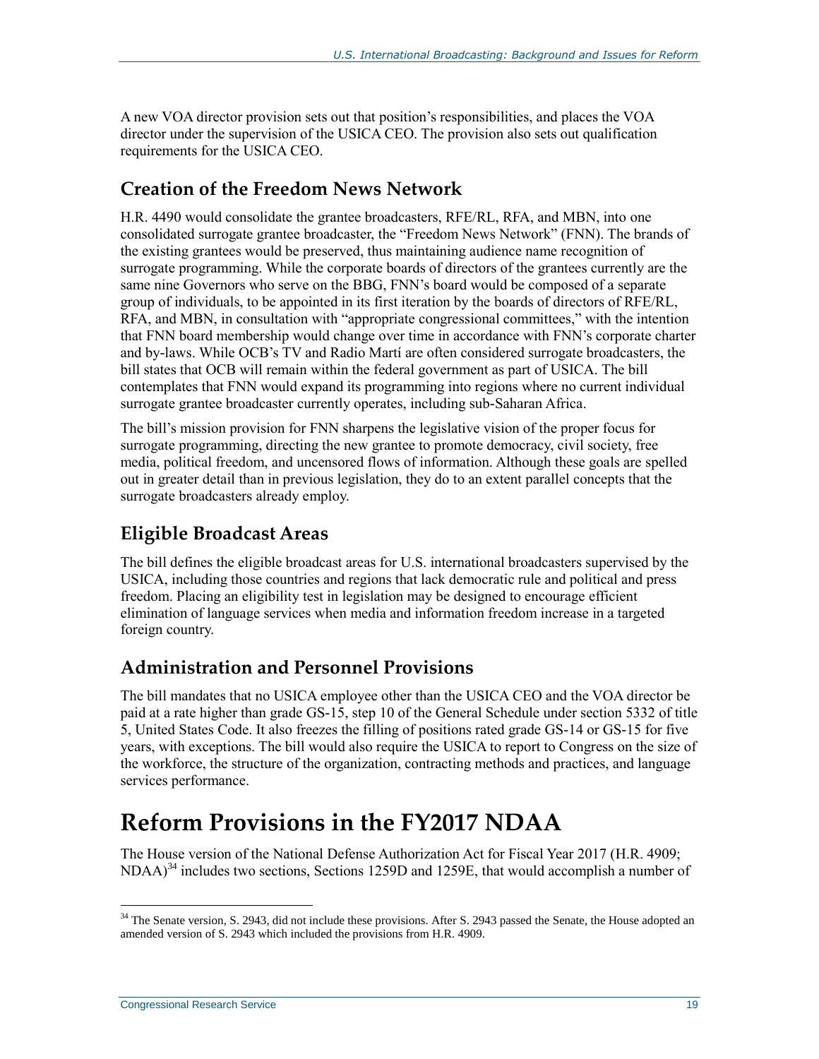A new VOA director provision sets out that position's responsibilities, and places the VOA director under the supervision of the USICA CEO. The provision also sets out qualification requirements for the USICA CEO.

### Creation of the Freedom News Network

H.R. 4490 would consolidate the grantee broadcasters, RFE/RL, RFA, and MBN, into one consolidated surrogate grantee broadcaster, the "Freedom News Network" (FNN). The brands of the existing grantees would be preserved, thus maintaining audience name recognition of surrogate programming. While the corporate boards of directors of the grantees currently are the same nine Governors who serve on the BBG, FNN's board would be composed of a separate group of individuals, to be appointed in its first iteration by the boards of directors of RFE/RL, RFA, and MBN, in consultation with "appropriate congressional committees," with the intention that FNN board membership would change over time in accordance with FNN's corporate charter and by-laws. While OCB's TV and Radio Martí are often considered surrogate broadcasters, the bill states that OCB will remain within the federal government as part of USICA. The bill contemplates that FNN would expand its programming into regions where no current individual surrogate grantee broadcaster currently operates, including sub-Saharan Africa.

The bill's mission provision for FNN sharpens the legislative vision of the proper focus for surrogate programming, directing the new grantee to promote democracy, civil society, free media, political freedom, and uncensored flows of information. Although these goals are spelled out in greater detail than in previous legislation, they do to an extent parallel concepts that the surrogate broadcasters already employ.

### Eligible Broadcast Areas

The bill defines the eligible broadcast areas for U.S. international broadcasters supervised by the USICA, including those countries and regions that lack democratic rule and political and press freedom. Placing an eligibility test in legislation may be designed to encourage efficient elimination of language services when media and information freedom increase in a targeted foreign country.

### Administration and Personnel Provisions

The bill mandates that no USICA employee other than the USICA CEO and the VOA director be paid at a rate higher than grade GS-15, step 10 of the General Schedule under section 5332 of title 5, United States Code. It also freezes the filling of positions rated grade GS-14 or GS-15 for five years, with exceptions. The bill would also require the USICA to report to Congress on the size of the workforce, the structure of the organization, contracting methods and practices, and language services performance.

## Reform Provisions in the FY2017 NDAA

The House version of the National Defense Authorization Act for Fiscal Year 2017 (H.R. 4909; NDAA)[34] includes two sections, Sections 1259D and 1259E, that would accomplish a number of

[34] The Senate version, S. 2943, did not include these provisions. After S. 2943 passed the Senate, the House adopted an amended version of S. 2943 which included the provisions from H.R. 4909.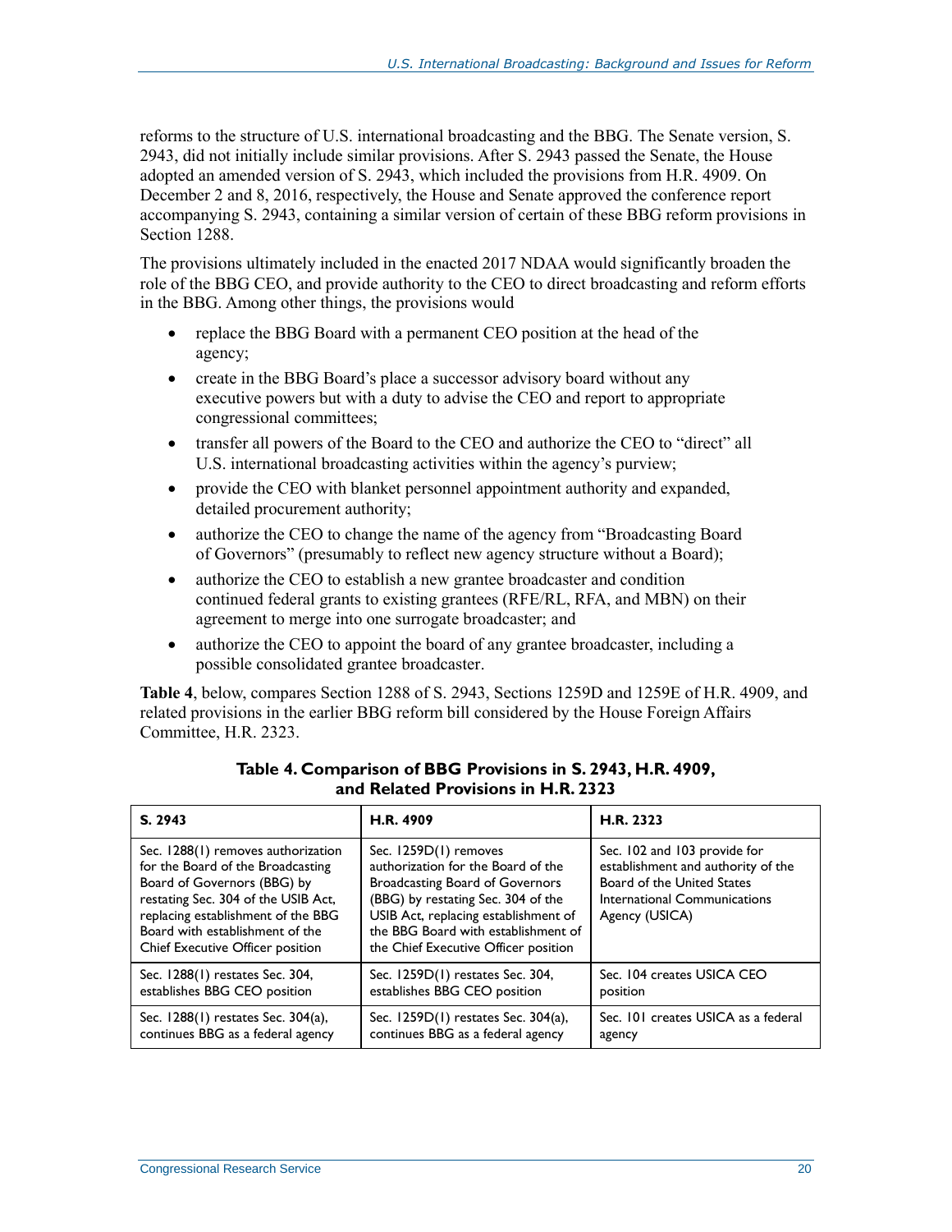reforms to the structure of U.S. international broadcasting and the BBG. The Senate version, S. 2943, did not initially include similar provisions. After S. 2943 passed the Senate, the House adopted an amended version of S. 2943, which included the provisions from H.R. 4909. On December 2 and 8, 2016, respectively, the House and Senate approved the conference report accompanying S. 2943, containing a similar version of certain of these BBG reform provisions in Section 1288.

The provisions ultimately included in the enacted 2017 NDAA would significantly broaden the role of the BBG CEO, and provide authority to the CEO to direct broadcasting and reform efforts in the BBG. Among other things, the provisions would

- replace the BBG Board with a permanent CEO position at the head of the agency;
- create in the BBG Board's place a successor advisory board without any executive powers but with a duty to advise the CEO and report to appropriate congressional committees;
- transfer all powers of the Board to the CEO and authorize the CEO to "direct" all U.S. international broadcasting activities within the agency's purview;
- provide the CEO with blanket personnel appointment authority and expanded, detailed procurement authority;
- authorize the CEO to change the name of the agency from "Broadcasting Board of Governors" (presumably to reflect new agency structure without a Board);
- authorize the CEO to establish a new grantee broadcaster and condition continued federal grants to existing grantees (RFE/RL, RFA, and MBN) on their agreement to merge into one surrogate broadcaster; and
- authorize the CEO to appoint the board of any grantee broadcaster, including a possible consolidated grantee broadcaster.

**Table 4**, below, compares Section 1288 of S. 2943, Sections 1259D and 1259E of H.R. 4909, and related provisions in the earlier BBG reform bill considered by the House Foreign Affairs Committee, H.R. 2323.

**Table 4. Comparison of BBG Provisions in S. 2943, H.R. 4909, and Related Provisions in H.R. 2323**

| S. 2943 | H.R. 4909 | H.R. 2323 |
|---|---|---|
| Sec. 1288(1) removes authorization for the Board of the Broadcasting Board of Governors (BBG) by restating Sec. 304 of the USIB Act, replacing establishment of the BBG Board with establishment of the Chief Executive Officer position | Sec. 1259D(1) removes authorization for the Board of the Broadcasting Board of Governors (BBG) by restating Sec. 304 of the USIB Act, replacing establishment of the BBG Board with establishment of the Chief Executive Officer position | Sec. 102 and 103 provide for establishment and authority of the Board of the United States International Communications Agency (USICA) |
| Sec. 1288(1) restates Sec. 304, establishes BBG CEO position | Sec. 1259D(1) restates Sec. 304, establishes BBG CEO position | Sec. 104 creates USICA CEO position |
| Sec. 1288(1) restates Sec. 304(a), continues BBG as a federal agency | Sec. 1259D(1) restates Sec. 304(a), continues BBG as a federal agency | Sec. 101 creates USICA as a federal agency |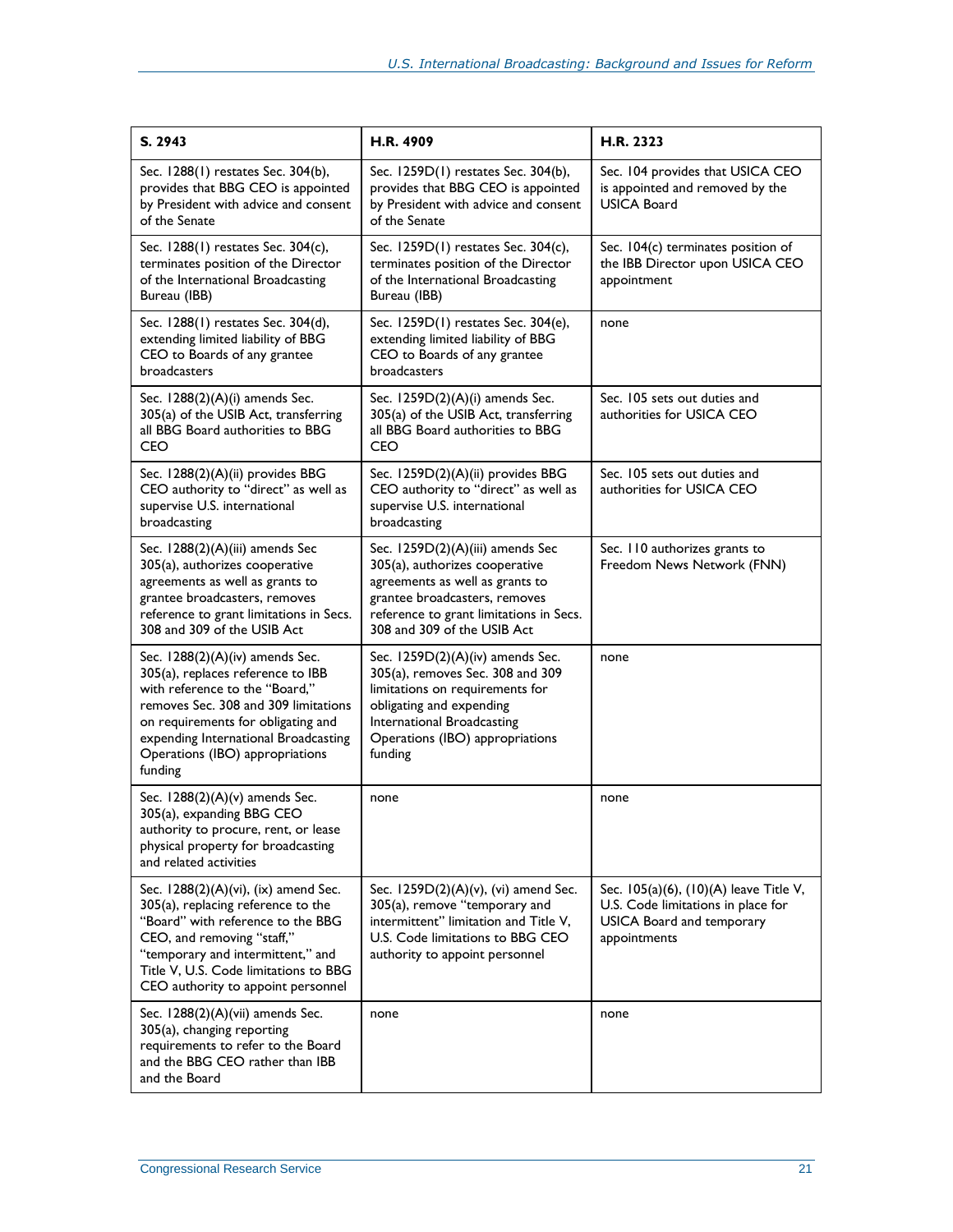| S. 2943 | H.R. 4909 | H.R. 2323 |
|---|---|---|
| Sec. 1288(1) restates Sec. 304(b), provides that BBG CEO is appointed by President with advice and consent of the Senate | Sec. 1259D(1) restates Sec. 304(b), provides that BBG CEO is appointed by President with advice and consent of the Senate | Sec. 104 provides that USICA CEO is appointed and removed by the USICA Board |
| Sec. 1288(1) restates Sec. 304(c), terminates position of the Director of the International Broadcasting Bureau (IBB) | Sec. 1259D(1) restates Sec. 304(c), terminates position of the Director of the International Broadcasting Bureau (IBB) | Sec. 104(c) terminates position of the IBB Director upon USICA CEO appointment |
| Sec. 1288(1) restates Sec. 304(d), extending limited liability of BBG CEO to Boards of any grantee broadcasters | Sec. 1259D(1) restates Sec. 304(e), extending limited liability of BBG CEO to Boards of any grantee broadcasters | none |
| Sec. 1288(2)(A)(i) amends Sec. 305(a) of the USIB Act, transferring all BBG Board authorities to BBG CEO | Sec. 1259D(2)(A)(i) amends Sec. 305(a) of the USIB Act, transferring all BBG Board authorities to BBG CEO | Sec. 105 sets out duties and authorities for USICA CEO |
| Sec. 1288(2)(A)(ii) provides BBG CEO authority to "direct" as well as supervise U.S. international broadcasting | Sec. 1259D(2)(A)(ii) provides BBG CEO authority to "direct" as well as supervise U.S. international broadcasting | Sec. 105 sets out duties and authorities for USICA CEO |
| Sec. 1288(2)(A)(iii) amends Sec 305(a), authorizes cooperative agreements as well as grants to grantee broadcasters, removes reference to grant limitations in Secs. 308 and 309 of the USIB Act | Sec. 1259D(2)(A)(iii) amends Sec 305(a), authorizes cooperative agreements as well as grants to grantee broadcasters, removes reference to grant limitations in Secs. 308 and 309 of the USIB Act | Sec. 110 authorizes grants to Freedom News Network (FNN) |
| Sec. 1288(2)(A)(iv) amends Sec. 305(a), replaces reference to IBB with reference to the "Board," removes Sec. 308 and 309 limitations on requirements for obligating and expending International Broadcasting Operations (IBO) appropriations funding | Sec. 1259D(2)(A)(iv) amends Sec. 305(a), removes Sec. 308 and 309 limitations on requirements for obligating and expending International Broadcasting Operations (IBO) appropriations funding | none |
| Sec. 1288(2)(A)(v) amends Sec. 305(a), expanding BBG CEO authority to procure, rent, or lease physical property for broadcasting and related activities | none | none |
| Sec. 1288(2)(A)(vi), (ix) amend Sec. 305(a), replacing reference to the "Board" with reference to the BBG CEO, and removing "staff," "temporary and intermittent," and Title V, U.S. Code limitations to BBG CEO authority to appoint personnel | Sec. 1259D(2)(A)(v), (vi) amend Sec. 305(a), remove "temporary and intermittent" limitation and Title V, U.S. Code limitations to BBG CEO authority to appoint personnel | Sec. 105(a)(6), (10)(A) leave Title V, U.S. Code limitations in place for USICA Board and temporary appointments |
| Sec. 1288(2)(A)(vii) amends Sec. 305(a), changing reporting requirements to refer to the Board and the BBG CEO rather than IBB and the Board | none | none |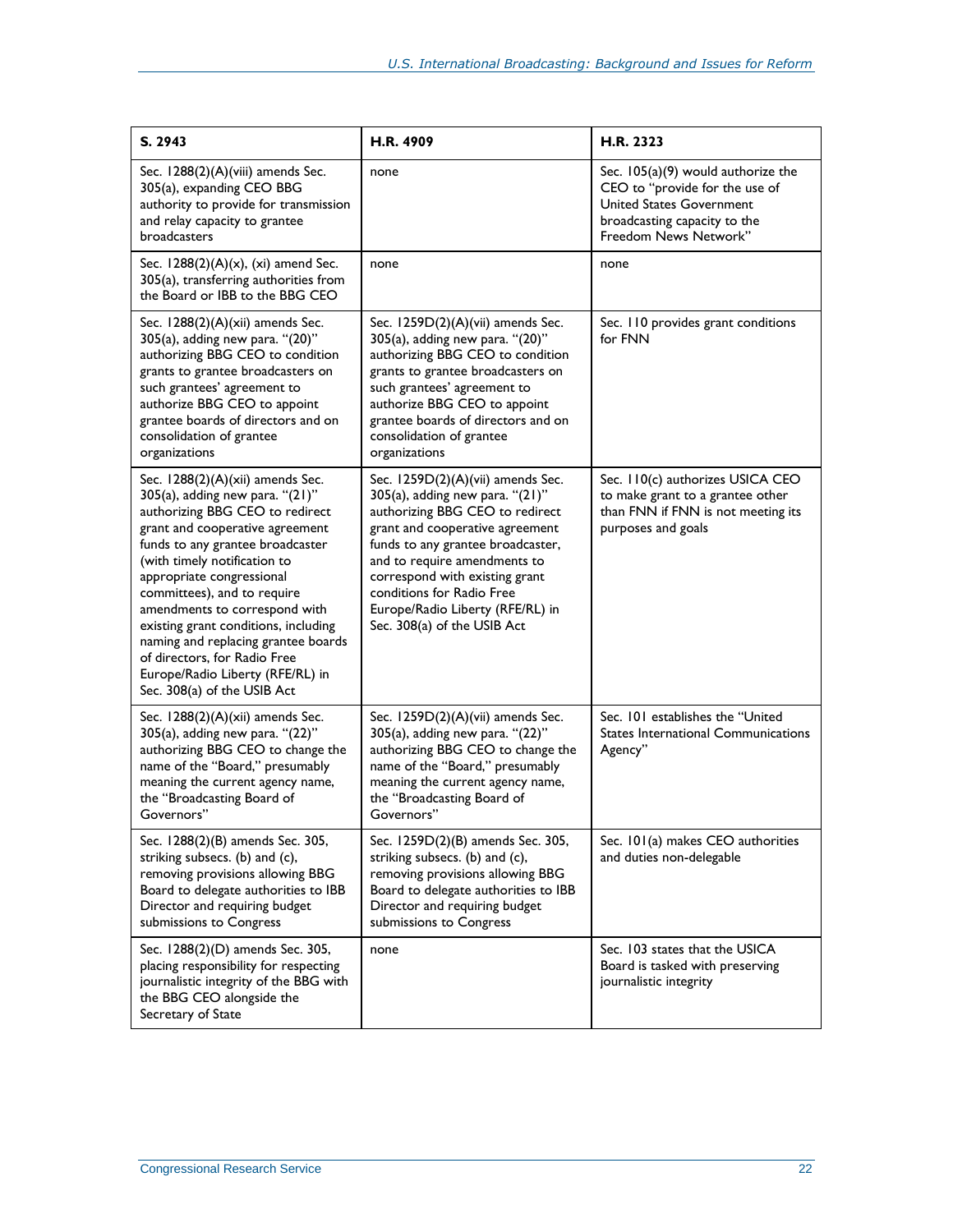| S. 2943 | H.R. 4909 | H.R. 2323 |
| --- | --- | --- |
| Sec. 1288(2)(A)(viii) amends Sec. 305(a), expanding CEO BBG authority to provide for transmission and relay capacity to grantee broadcasters | none | Sec. 105(a)(9) would authorize the CEO to "provide for the use of United States Government broadcasting capacity to the Freedom News Network" |
| Sec. 1288(2)(A)(x), (xi) amend Sec. 305(a), transferring authorities from the Board or IBB to the BBG CEO | none | none |
| Sec. 1288(2)(A)(xii) amends Sec. 305(a), adding new para. "(20)" authorizing BBG CEO to condition grants to grantee broadcasters on such grantees' agreement to authorize BBG CEO to appoint grantee boards of directors and on consolidation of grantee organizations | Sec. 1259D(2)(A)(vii) amends Sec. 305(a), adding new para. "(20)" authorizing BBG CEO to condition grants to grantee broadcasters on such grantees' agreement to authorize BBG CEO to appoint grantee boards of directors and on consolidation of grantee organizations | Sec. 110 provides grant conditions for FNN |
| Sec. 1288(2)(A)(xii) amends Sec. 305(a), adding new para. "(21)" authorizing BBG CEO to redirect grant and cooperative agreement funds to any grantee broadcaster (with timely notification to appropriate congressional committees), and to require amendments to correspond with existing grant conditions, including naming and replacing grantee boards of directors, for Radio Free Europe/Radio Liberty (RFE/RL) in Sec. 308(a) of the USIB Act | Sec. 1259D(2)(A)(vii) amends Sec. 305(a), adding new para. "(21)" authorizing BBG CEO to redirect grant and cooperative agreement funds to any grantee broadcaster, and to require amendments to correspond with existing grant conditions for Radio Free Europe/Radio Liberty (RFE/RL) in Sec. 308(a) of the USIB Act | Sec. 110(c) authorizes USICA CEO to make grant to a grantee other than FNN if FNN is not meeting its purposes and goals |
| Sec. 1288(2)(A)(xii) amends Sec. 305(a), adding new para. "(22)" authorizing BBG CEO to change the name of the "Board," presumably meaning the current agency name, the "Broadcasting Board of Governors" | Sec. 1259D(2)(A)(vii) amends Sec. 305(a), adding new para. "(22)" authorizing BBG CEO to change the name of the "Board," presumably meaning the current agency name, the "Broadcasting Board of Governors" | Sec. 101 establishes the "United States International Communications Agency" |
| Sec. 1288(2)(B) amends Sec. 305, striking subsecs. (b) and (c), removing provisions allowing BBG Board to delegate authorities to IBB Director and requiring budget submissions to Congress | Sec. 1259D(2)(B) amends Sec. 305, striking subsecs. (b) and (c), removing provisions allowing BBG Board to delegate authorities to IBB Director and requiring budget submissions to Congress | Sec. 101(a) makes CEO authorities and duties non-delegable |
| Sec. 1288(2)(D) amends Sec. 305, placing responsibility for respecting journalistic integrity of the BBG with the BBG CEO alongside the Secretary of State | none | Sec. 103 states that the USICA Board is tasked with preserving journalistic integrity |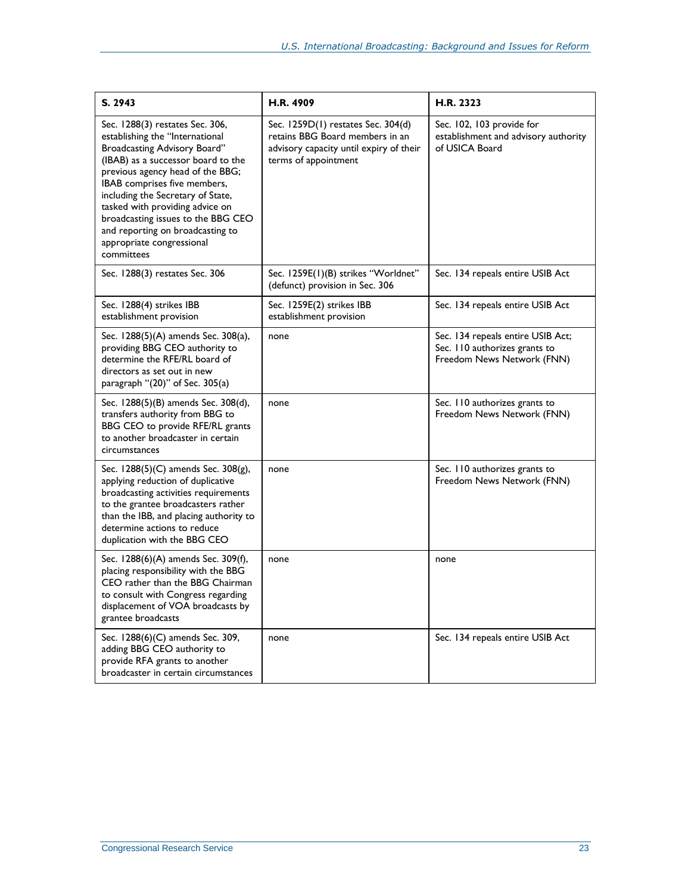| S. 2943 | H.R. 4909 | H.R. 2323 |
|---|---|---|
| Sec. 1288(3) restates Sec. 306, establishing the "International Broadcasting Advisory Board" (IBAB) as a successor board to the previous agency head of the BBG; IBAB comprises five members, including the Secretary of State, tasked with providing advice on broadcasting issues to the BBG CEO and reporting on broadcasting to appropriate congressional committees | Sec. 1259D(1) restates Sec. 304(d) retains BBG Board members in an advisory capacity until expiry of their terms of appointment | Sec. 102, 103 provide for establishment and advisory authority of USICA Board |
| Sec. 1288(3) restates Sec. 306 | Sec. 1259E(1)(B) strikes "Worldnet" (defunct) provision in Sec. 306 | Sec. 134 repeals entire USIB Act |
| Sec. 1288(4) strikes IBB establishment provision | Sec. 1259E(2) strikes IBB establishment provision | Sec. 134 repeals entire USIB Act |
| Sec. 1288(5)(A) amends Sec. 308(a), providing BBG CEO authority to determine the RFE/RL board of directors as set out in new paragraph "(20)" of Sec. 305(a) | none | Sec. 134 repeals entire USIB Act; Sec. 110 authorizes grants to Freedom News Network (FNN) |
| Sec. 1288(5)(B) amends Sec. 308(d), transfers authority from BBG to BBG CEO to provide RFE/RL grants to another broadcaster in certain circumstances | none | Sec. 110 authorizes grants to Freedom News Network (FNN) |
| Sec. 1288(5)(C) amends Sec. 308(g), applying reduction of duplicative broadcasting activities requirements to the grantee broadcasters rather than the IBB, and placing authority to determine actions to reduce duplication with the BBG CEO | none | Sec. 110 authorizes grants to Freedom News Network (FNN) |
| Sec. 1288(6)(A) amends Sec. 309(f), placing responsibility with the BBG CEO rather than the BBG Chairman to consult with Congress regarding displacement of VOA broadcasts by grantee broadcasts | none | none |
| Sec. 1288(6)(C) amends Sec. 309, adding BBG CEO authority to provide RFA grants to another broadcaster in certain circumstances | none | Sec. 134 repeals entire USIB Act |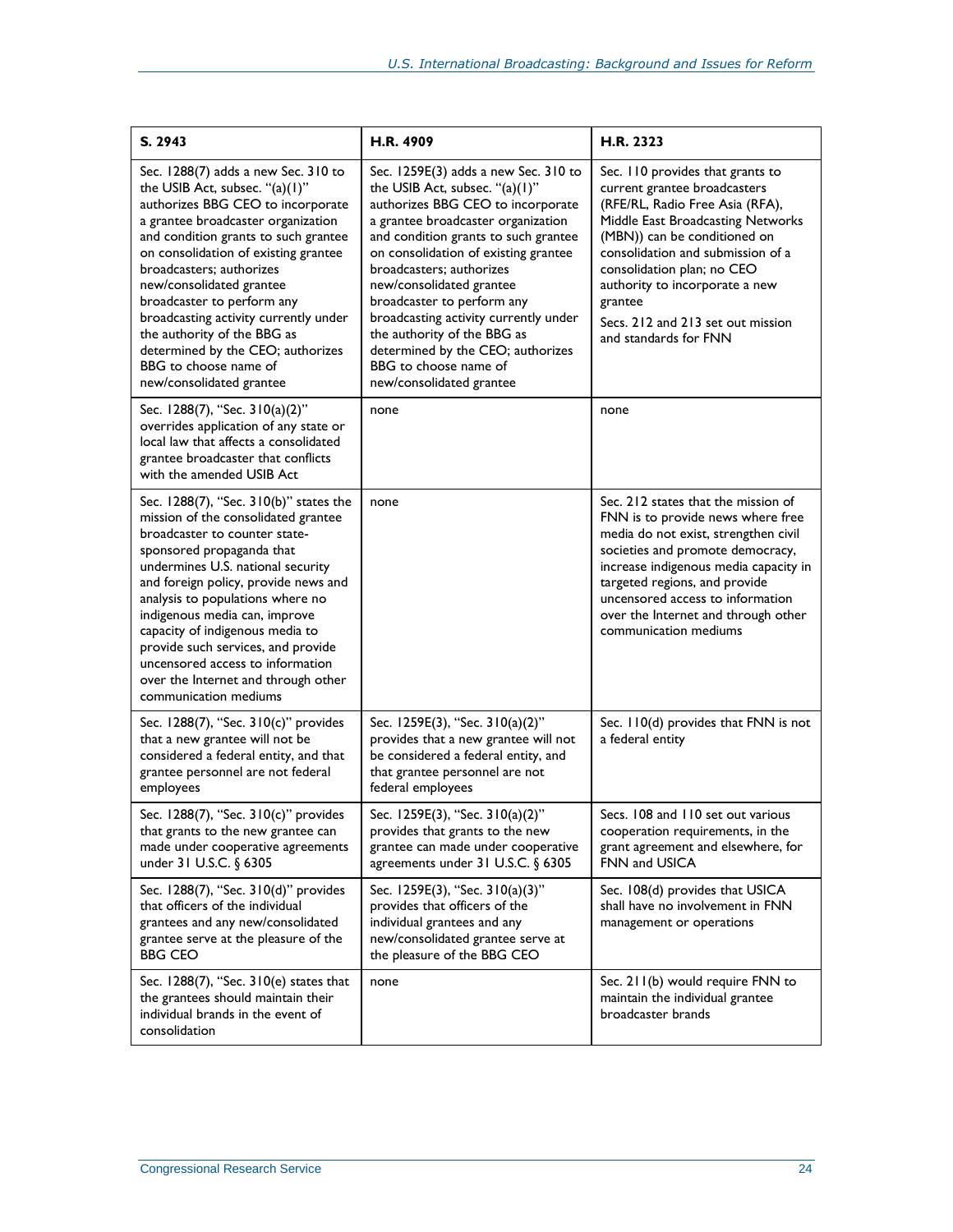| S. 2943 | H.R. 4909 | H.R. 2323 |
|---|---|---|
| Sec. 1288(7) adds a new Sec. 310 to the USIB Act, subsec. "(a)(1)" authorizes BBG CEO to incorporate a grantee broadcaster organization and condition grants to such grantee on consolidation of existing grantee broadcasters; authorizes new/consolidated grantee broadcaster to perform any broadcasting activity currently under the authority of the BBG as determined by the CEO; authorizes BBG to choose name of new/consolidated grantee | Sec. 1259E(3) adds a new Sec. 310 to the USIB Act, subsec. "(a)(1)" authorizes BBG CEO to incorporate a grantee broadcaster organization and condition grants to such grantee on consolidation of existing grantee broadcasters; authorizes new/consolidated grantee broadcaster to perform any broadcasting activity currently under the authority of the BBG as determined by the CEO; authorizes BBG to choose name of new/consolidated grantee | Sec. 110 provides that grants to current grantee broadcasters (RFE/RL, Radio Free Asia (RFA), Middle East Broadcasting Networks (MBN)) can be conditioned on consolidation and submission of a consolidation plan; no CEO authority to incorporate a new grantee<br><br>Secs. 212 and 213 set out mission and standards for FNN |
| Sec. 1288(7), "Sec. 310(a)(2)" overrides application of any state or local law that affects a consolidated grantee broadcaster that conflicts with the amended USIB Act | none | none |
| Sec. 1288(7), "Sec. 310(b)" states the mission of the consolidated grantee broadcaster to counter state-sponsored propaganda that undermines U.S. national security and foreign policy, provide news and analysis to populations where no indigenous media can, improve capacity of indigenous media to provide such services, and provide uncensored access to information over the Internet and through other communication mediums | none | Sec. 212 states that the mission of FNN is to provide news where free media do not exist, strengthen civil societies and promote democracy, increase indigenous media capacity in targeted regions, and provide uncensored access to information over the Internet and through other communication mediums |
| Sec. 1288(7), "Sec. 310(c)" provides that a new grantee will not be considered a federal entity, and that grantee personnel are not federal employees | Sec. 1259E(3), "Sec. 310(a)(2)" provides that a new grantee will not be considered a federal entity, and that grantee personnel are not federal employees | Sec. 110(d) provides that FNN is not a federal entity |
| Sec. 1288(7), "Sec. 310(c)" provides that grants to the new grantee can made under cooperative agreements under 31 U.S.C. § 6305 | Sec. 1259E(3), "Sec. 310(a)(2)" provides that grants to the new grantee can made under cooperative agreements under 31 U.S.C. § 6305 | Secs. 108 and 110 set out various cooperation requirements, in the grant agreement and elsewhere, for FNN and USICA |
| Sec. 1288(7), "Sec. 310(d)" provides that officers of the individual grantees and any new/consolidated grantee serve at the pleasure of the BBG CEO | Sec. 1259E(3), "Sec. 310(a)(3)" provides that officers of the individual grantees and any new/consolidated grantee serve at the pleasure of the BBG CEO | Sec. 108(d) provides that USICA shall have no involvement in FNN management or operations |
| Sec. 1288(7), "Sec. 310(e) states that the grantees should maintain their individual brands in the event of consolidation | none | Sec. 211(b) would require FNN to maintain the individual grantee broadcaster brands |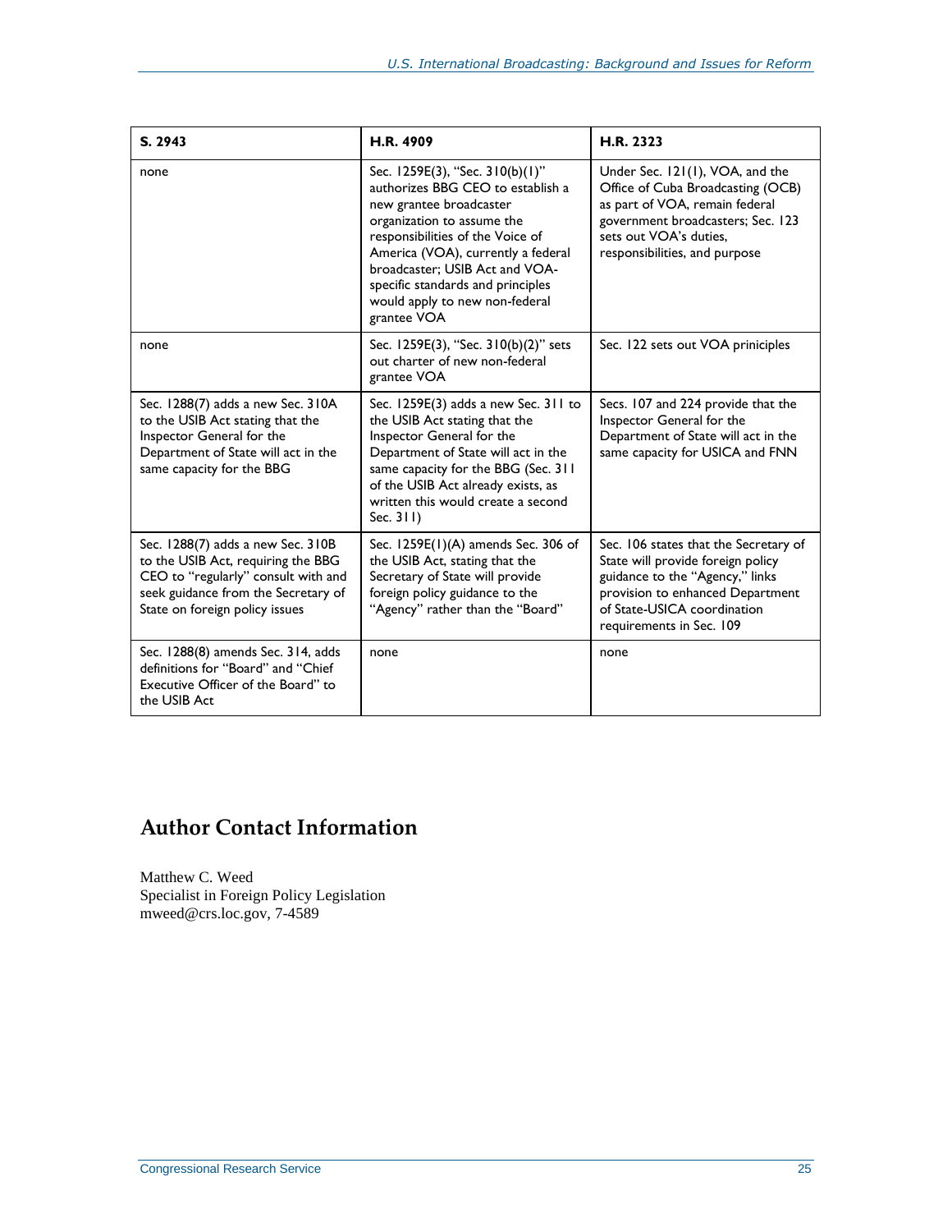| S. 2943 | H.R. 4909 | H.R. 2323 |
| --- | --- | --- |
| none | Sec. 1259E(3), "Sec. 310(b)(1)" authorizes BBG CEO to establish a new grantee broadcaster organization to assume the responsibilities of the Voice of America (VOA), currently a federal broadcaster; USIB Act and VOA-specific standards and principles would apply to new non-federal grantee VOA | Under Sec. 121(1), VOA, and the Office of Cuba Broadcasting (OCB) as part of VOA, remain federal government broadcasters; Sec. 123 sets out VOA's duties, responsibilities, and purpose |
| none | Sec. 1259E(3), "Sec. 310(b)(2)" sets out charter of new non-federal grantee VOA | Sec. 122 sets out VOA priniciples |
| Sec. 1288(7) adds a new Sec. 310A to the USIB Act stating that the Inspector General for the Department of State will act in the same capacity for the BBG | Sec. 1259E(3) adds a new Sec. 311 to the USIB Act stating that the Inspector General for the Department of State will act in the same capacity for the BBG (Sec. 311 of the USIB Act already exists, as written this would create a second Sec. 311) | Secs. 107 and 224 provide that the Inspector General for the Department of State will act in the same capacity for USICA and FNN |
| Sec. 1288(7) adds a new Sec. 310B to the USIB Act, requiring the BBG CEO to "regularly" consult with and seek guidance from the Secretary of State on foreign policy issues | Sec. 1259E(1)(A) amends Sec. 306 of the USIB Act, stating that the Secretary of State will provide foreign policy guidance to the "Agency" rather than the "Board" | Sec. 106 states that the Secretary of State will provide foreign policy guidance to the "Agency," links provision to enhanced Department of State-USICA coordination requirements in Sec. 109 |
| Sec. 1288(8) amends Sec. 314, adds definitions for "Board" and "Chief Executive Officer of the Board" to the USIB Act | none | none |

## Author Contact Information

Matthew C. Weed
Specialist in Foreign Policy Legislation
mweed@crs.loc.gov, 7-4589